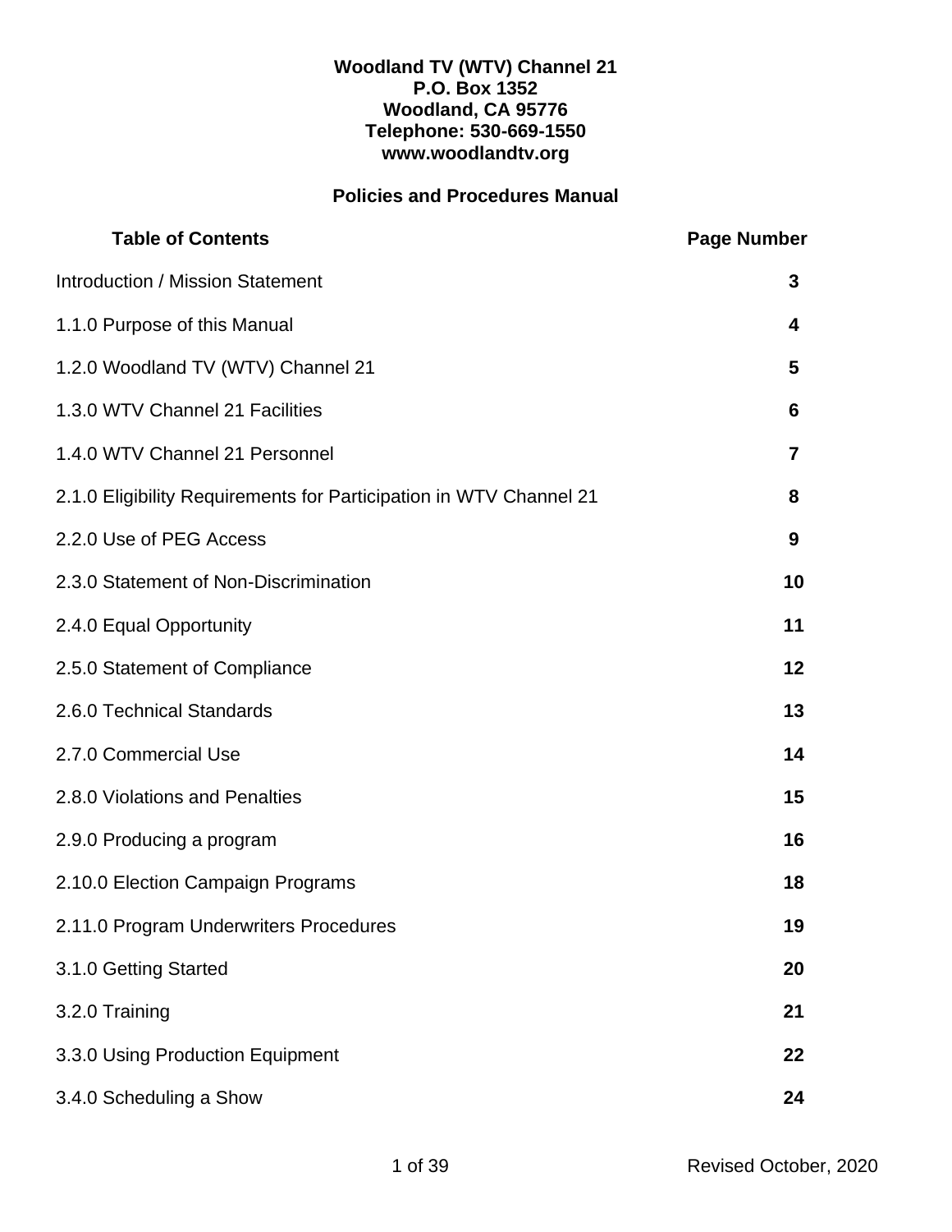**Woodland TV (WTV) Channel 21**
**P.O. Box 1352**
**Woodland, CA 95776**
**Telephone: 530-669-1550**
**www.woodlandtv.org**

# Policies and Procedures Manual

| **Table of Contents** | **Page Number** |
|---|---|
| Introduction / Mission Statement | **3** |
| 1.1.0 Purpose of this Manual | **4** |
| 1.2.0 Woodland TV (WTV) Channel 21 | **5** |
| 1.3.0 WTV Channel 21 Facilities | **6** |
| 1.4.0 WTV Channel 21 Personnel | **7** |
| 2.1.0 Eligibility Requirements for Participation in WTV Channel 21 | **8** |
| 2.2.0 Use of PEG Access | **9** |
| 2.3.0 Statement of Non-Discrimination | **10** |
| 2.4.0 Equal Opportunity | **11** |
| 2.5.0 Statement of Compliance | **12** |
| 2.6.0 Technical Standards | **13** |
| 2.7.0 Commercial Use | **14** |
| 2.8.0 Violations and Penalties | **15** |
| 2.9.0 Producing a program | **16** |
| 2.10.0 Election Campaign Programs | **18** |
| 2.11.0 Program Underwriters Procedures | **19** |
| 3.1.0 Getting Started | **20** |
| 3.2.0 Training | **21** |
| 3.3.0 Using Production Equipment | **22** |
| 3.4.0 Scheduling a Show | **24** |

Revised October, 2020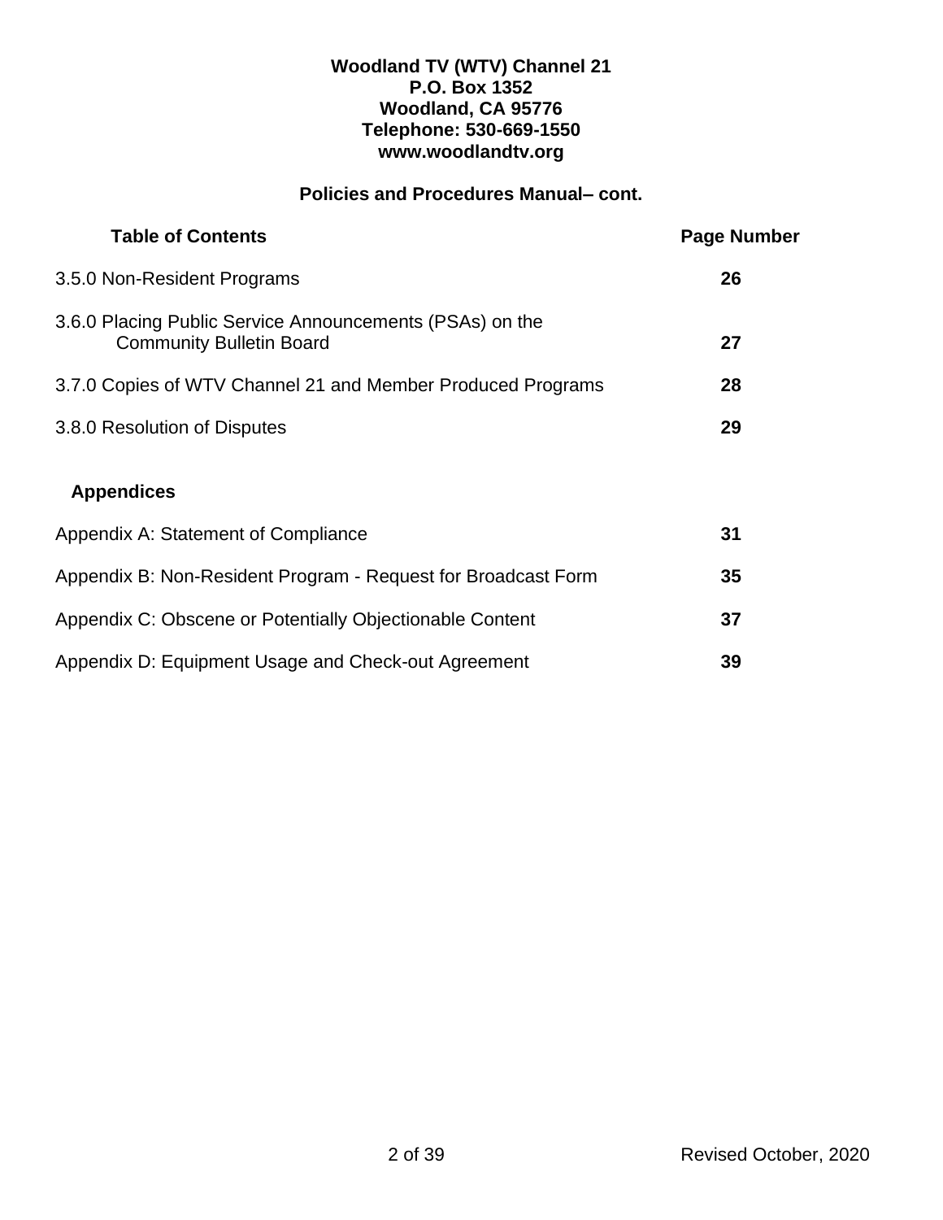**Woodland TV (WTV) Channel 21**
**P.O. Box 1352**
**Woodland, CA 95776**
**Telephone: 530-669-1550**
**www.woodlandtv.org**

## Policies and Procedures Manual– cont.

| Table of Contents | Page Number |
|---|---|
| 3.5.0 Non-Resident Programs | **26** |
| 3.6.0 Placing Public Service Announcements (PSAs) on the Community Bulletin Board | **27** |
| 3.7.0 Copies of WTV Channel 21 and Member Produced Programs | **28** |
| 3.8.0 Resolution of Disputes | **29** |
| **Appendices** | |
| Appendix A: Statement of Compliance | **31** |
| Appendix B: Non-Resident Program - Request for Broadcast Form | **35** |
| Appendix C: Obscene or Potentially Objectionable Content | **37** |
| Appendix D: Equipment Usage and Check-out Agreement | **39** |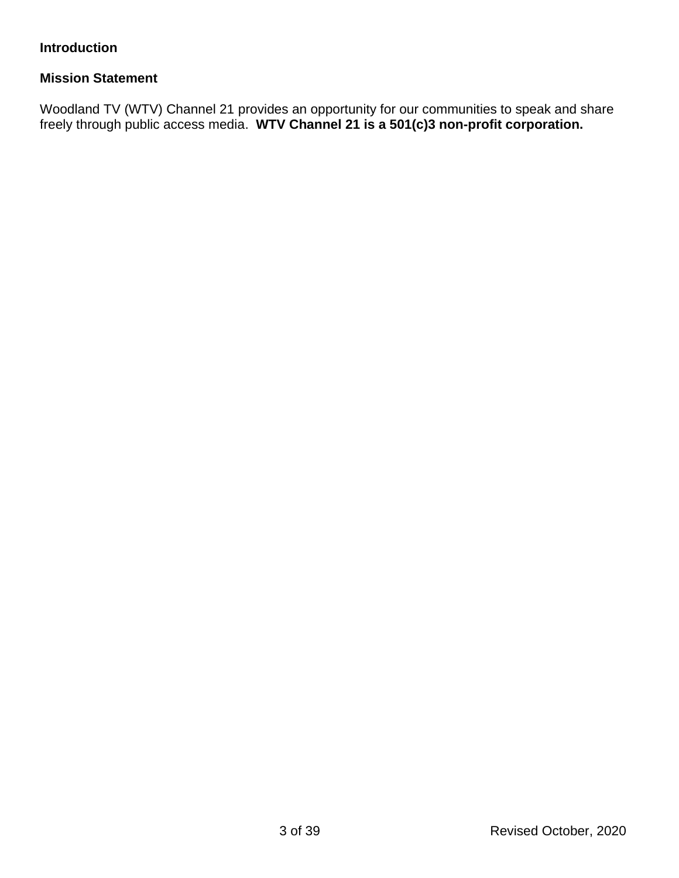## Introduction

### Mission Statement

Woodland TV (WTV) Channel 21 provides an opportunity for our communities to speak and share freely through public access media. **WTV Channel 21 is a 501(c)3 non-profit corporation.**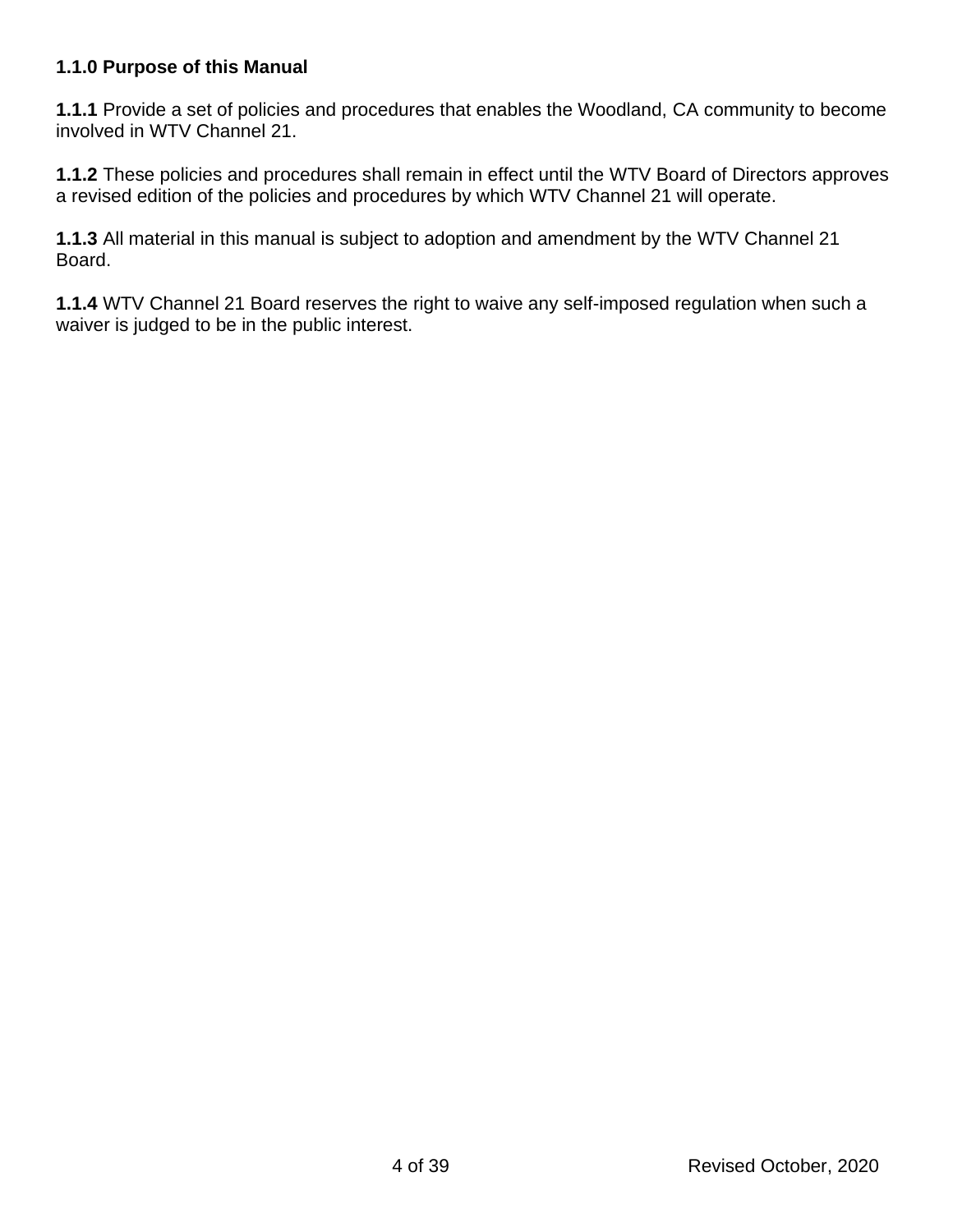### 1.1.0 Purpose of this Manual

**1.1.1** Provide a set of policies and procedures that enables the Woodland, CA community to become involved in WTV Channel 21.

**1.1.2** These policies and procedures shall remain in effect until the WTV Board of Directors approves a revised edition of the policies and procedures by which WTV Channel 21 will operate.

**1.1.3** All material in this manual is subject to adoption and amendment by the WTV Channel 21 Board.

**1.1.4** WTV Channel 21 Board reserves the right to waive any self-imposed regulation when such a waiver is judged to be in the public interest.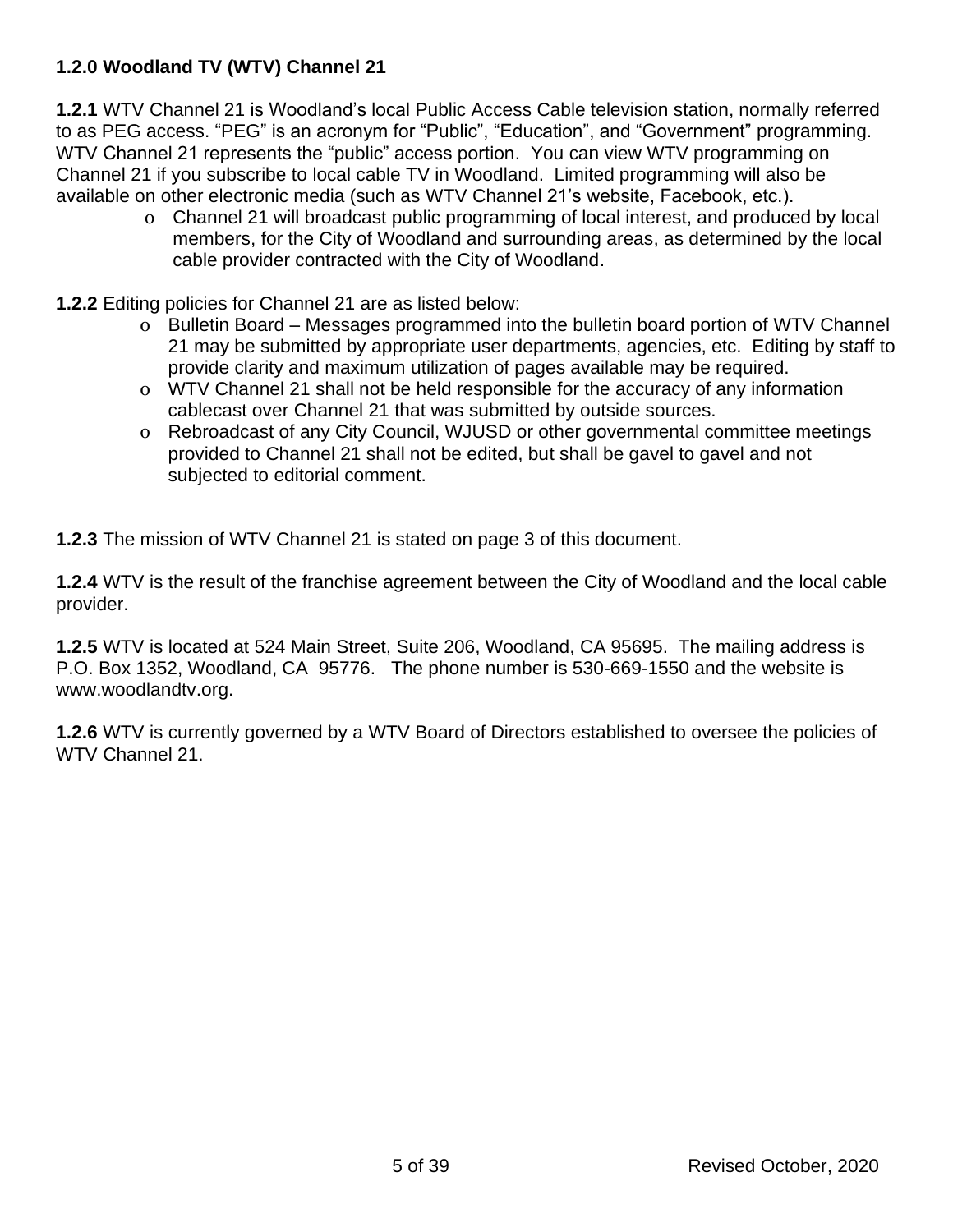### 1.2.0 Woodland TV (WTV) Channel 21

**1.2.1** WTV Channel 21 is Woodland's local Public Access Cable television station, normally referred to as PEG access. "PEG" is an acronym for "Public", "Education", and "Government" programming. WTV Channel 21 represents the "public" access portion. You can view WTV programming on Channel 21 if you subscribe to local cable TV in Woodland. Limited programming will also be available on other electronic media (such as WTV Channel 21's website, Facebook, etc.).

- Channel 21 will broadcast public programming of local interest, and produced by local members, for the City of Woodland and surrounding areas, as determined by the local cable provider contracted with the City of Woodland.

**1.2.2** Editing policies for Channel 21 are as listed below:

- Bulletin Board – Messages programmed into the bulletin board portion of WTV Channel 21 may be submitted by appropriate user departments, agencies, etc. Editing by staff to provide clarity and maximum utilization of pages available may be required.
- WTV Channel 21 shall not be held responsible for the accuracy of any information cablecast over Channel 21 that was submitted by outside sources.
- Rebroadcast of any City Council, WJUSD or other governmental committee meetings provided to Channel 21 shall not be edited, but shall be gavel to gavel and not subjected to editorial comment.

**1.2.3** The mission of WTV Channel 21 is stated on page 3 of this document.

**1.2.4** WTV is the result of the franchise agreement between the City of Woodland and the local cable provider.

**1.2.5** WTV is located at 524 Main Street, Suite 206, Woodland, CA 95695. The mailing address is P.O. Box 1352, Woodland, CA 95776. The phone number is 530-669-1550 and the website is www.woodlandtv.org.

**1.2.6** WTV is currently governed by a WTV Board of Directors established to oversee the policies of WTV Channel 21.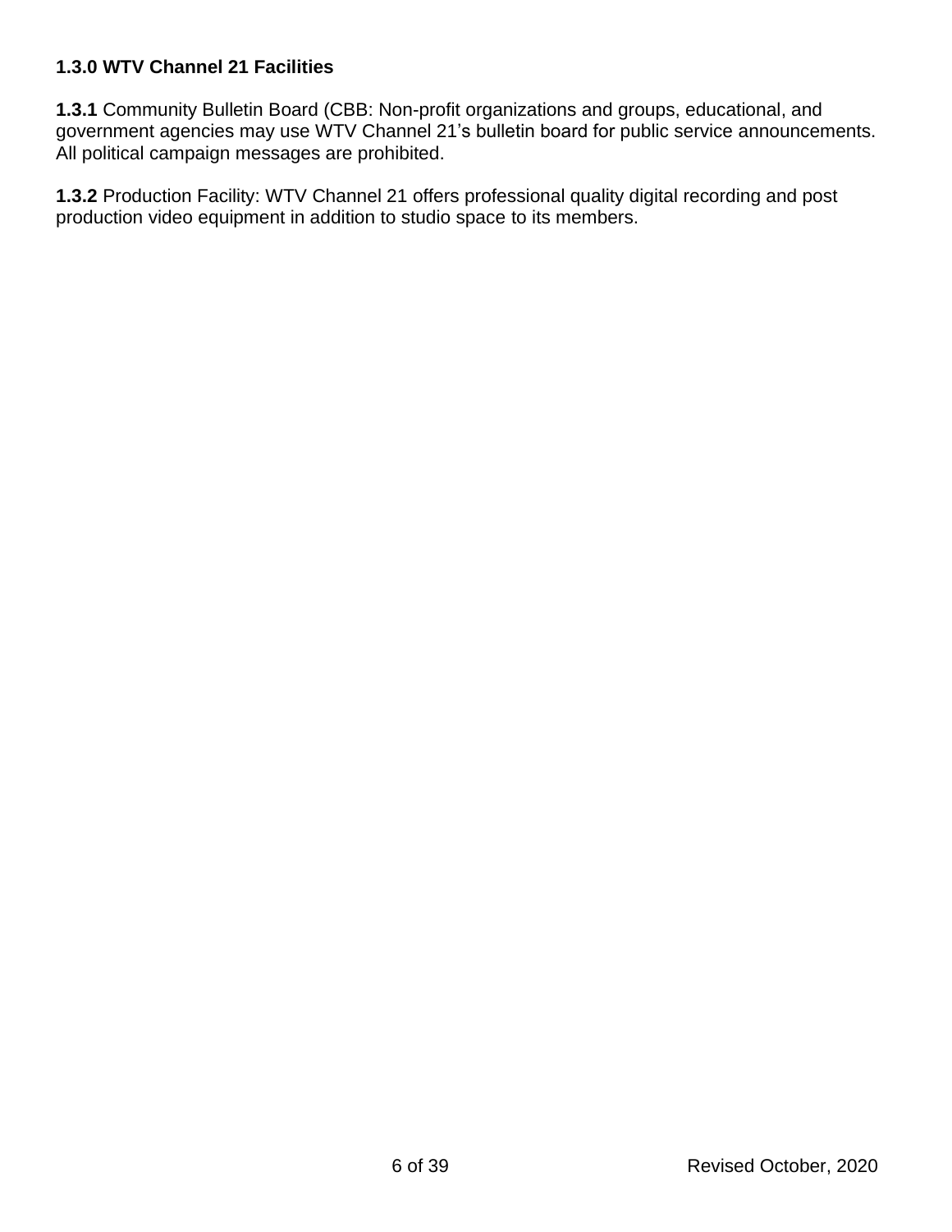**1.3.0 WTV Channel 21 Facilities**

**1.3.1** Community Bulletin Board (CBB: Non-profit organizations and groups, educational, and government agencies may use WTV Channel 21's bulletin board for public service announcements. All political campaign messages are prohibited.

**1.3.2** Production Facility: WTV Channel 21 offers professional quality digital recording and post production video equipment in addition to studio space to its members.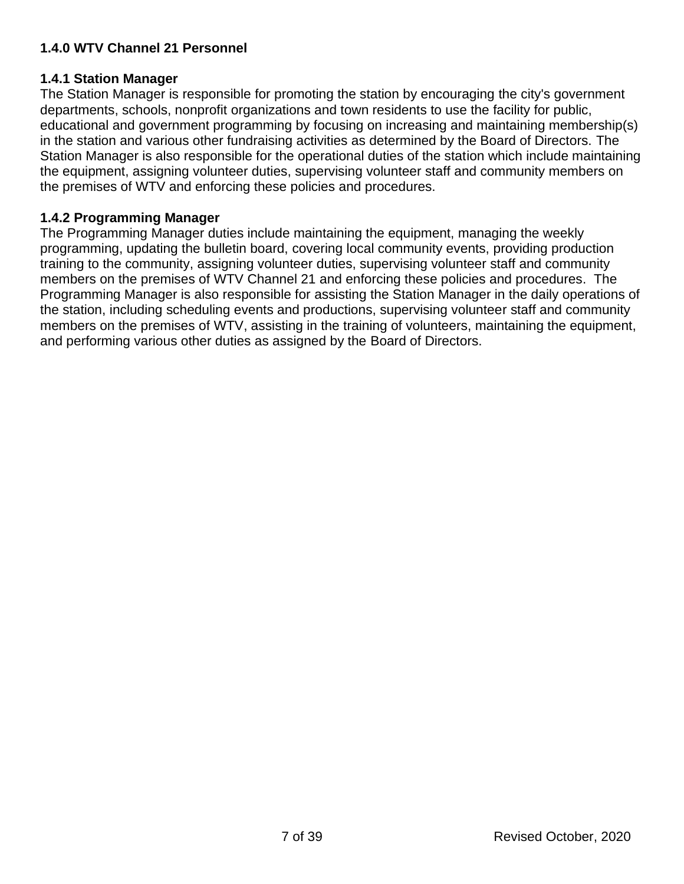### 1.4.0 WTV Channel 21 Personnel

#### 1.4.1 Station Manager

The Station Manager is responsible for promoting the station by encouraging the city's government departments, schools, nonprofit organizations and town residents to use the facility for public, educational and government programming by focusing on increasing and maintaining membership(s) in the station and various other fundraising activities as determined by the Board of Directors. The Station Manager is also responsible for the operational duties of the station which include maintaining the equipment, assigning volunteer duties, supervising volunteer staff and community members on the premises of WTV and enforcing these policies and procedures.

#### 1.4.2 Programming Manager

The Programming Manager duties include maintaining the equipment, managing the weekly programming, updating the bulletin board, covering local community events, providing production training to the community, assigning volunteer duties, supervising volunteer staff and community members on the premises of WTV Channel 21 and enforcing these policies and procedures. The Programming Manager is also responsible for assisting the Station Manager in the daily operations of the station, including scheduling events and productions, supervising volunteer staff and community members on the premises of WTV, assisting in the training of volunteers, maintaining the equipment, and performing various other duties as assigned by the Board of Directors.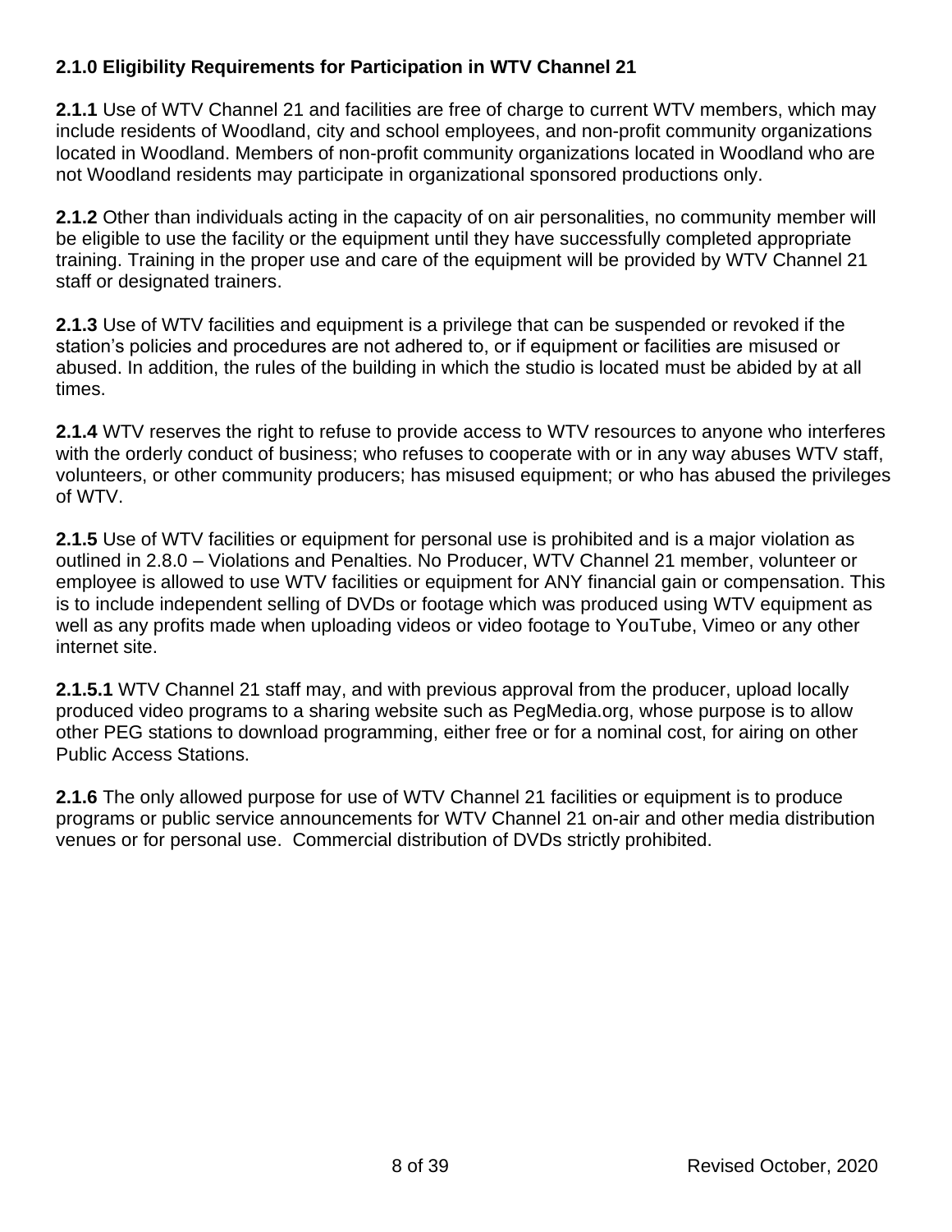### 2.1.0 Eligibility Requirements for Participation in WTV Channel 21

**2.1.1** Use of WTV Channel 21 and facilities are free of charge to current WTV members, which may include residents of Woodland, city and school employees, and non-profit community organizations located in Woodland. Members of non-profit community organizations located in Woodland who are not Woodland residents may participate in organizational sponsored productions only.

**2.1.2** Other than individuals acting in the capacity of on air personalities, no community member will be eligible to use the facility or the equipment until they have successfully completed appropriate training. Training in the proper use and care of the equipment will be provided by WTV Channel 21 staff or designated trainers.

**2.1.3** Use of WTV facilities and equipment is a privilege that can be suspended or revoked if the station's policies and procedures are not adhered to, or if equipment or facilities are misused or abused. In addition, the rules of the building in which the studio is located must be abided by at all times.

**2.1.4** WTV reserves the right to refuse to provide access to WTV resources to anyone who interferes with the orderly conduct of business; who refuses to cooperate with or in any way abuses WTV staff, volunteers, or other community producers; has misused equipment; or who has abused the privileges of WTV.

**2.1.5** Use of WTV facilities or equipment for personal use is prohibited and is a major violation as outlined in 2.8.0 – Violations and Penalties. No Producer, WTV Channel 21 member, volunteer or employee is allowed to use WTV facilities or equipment for ANY financial gain or compensation. This is to include independent selling of DVDs or footage which was produced using WTV equipment as well as any profits made when uploading videos or video footage to YouTube, Vimeo or any other internet site.

**2.1.5.1** WTV Channel 21 staff may, and with previous approval from the producer, upload locally produced video programs to a sharing website such as PegMedia.org, whose purpose is to allow other PEG stations to download programming, either free or for a nominal cost, for airing on other Public Access Stations.

**2.1.6** The only allowed purpose for use of WTV Channel 21 facilities or equipment is to produce programs or public service announcements for WTV Channel 21 on-air and other media distribution venues or for personal use. Commercial distribution of DVDs strictly prohibited.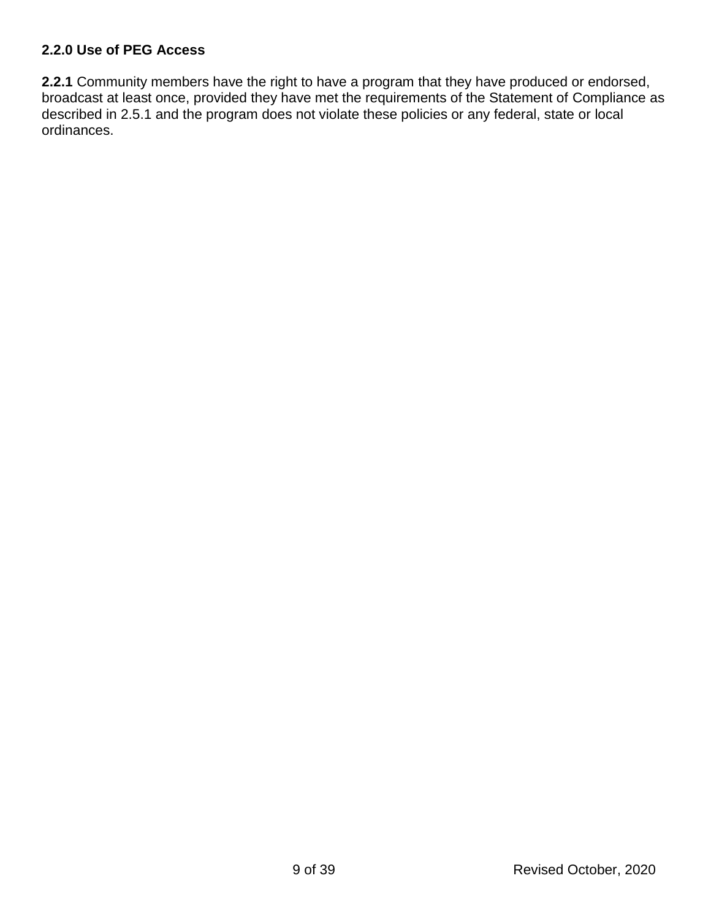**2.2.0 Use of PEG Access**

**2.2.1** Community members have the right to have a program that they have produced or endorsed, broadcast at least once, provided they have met the requirements of the Statement of Compliance as described in 2.5.1 and the program does not violate these policies or any federal, state or local ordinances.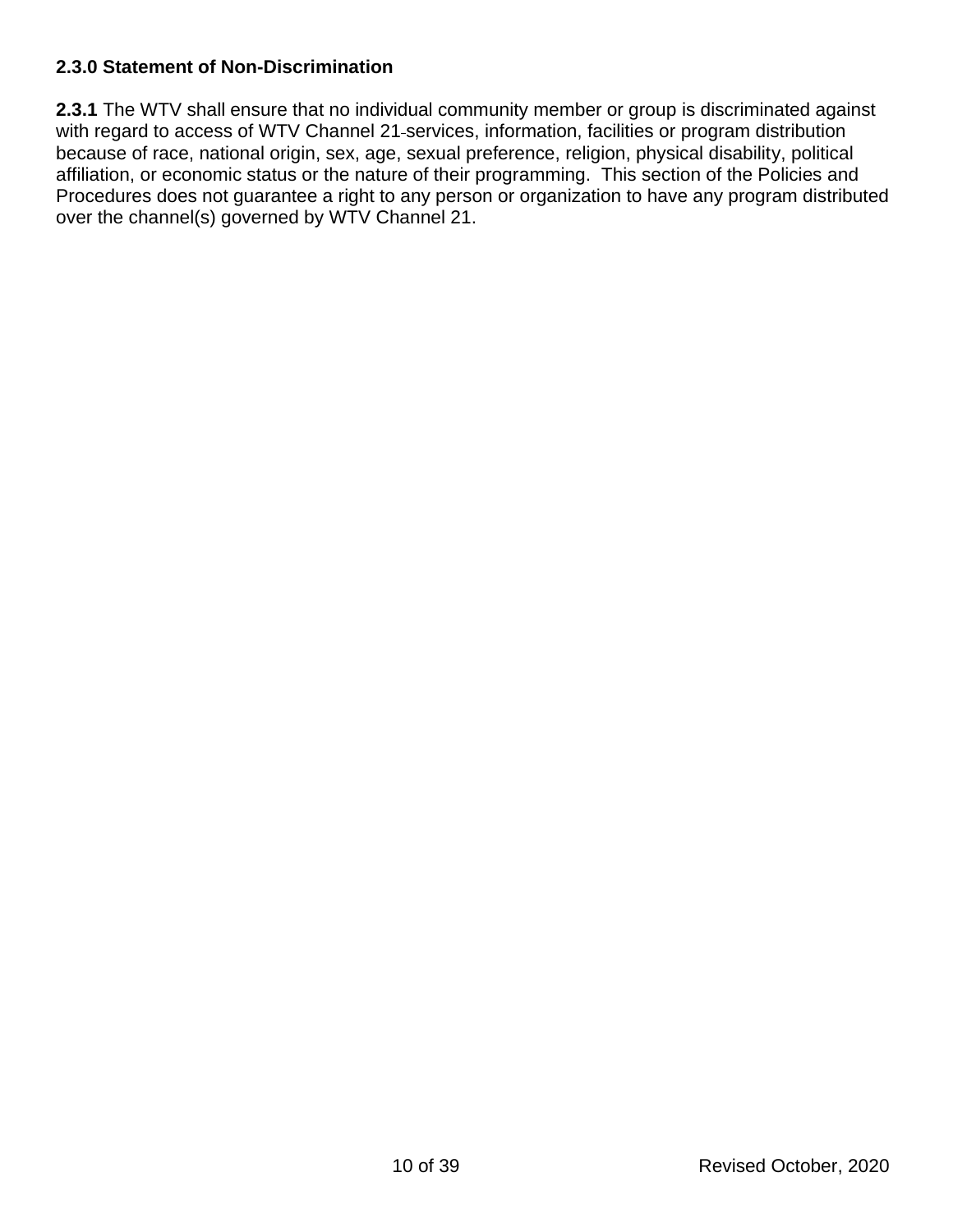**2.3.0 Statement of Non-Discrimination**

**2.3.1** The WTV shall ensure that no individual community member or group is discriminated against with regard to access of WTV Channel 21 services, information, facilities or program distribution because of race, national origin, sex, age, sexual preference, religion, physical disability, political affiliation, or economic status or the nature of their programming. This section of the Policies and Procedures does not guarantee a right to any person or organization to have any program distributed over the channel(s) governed by WTV Channel 21.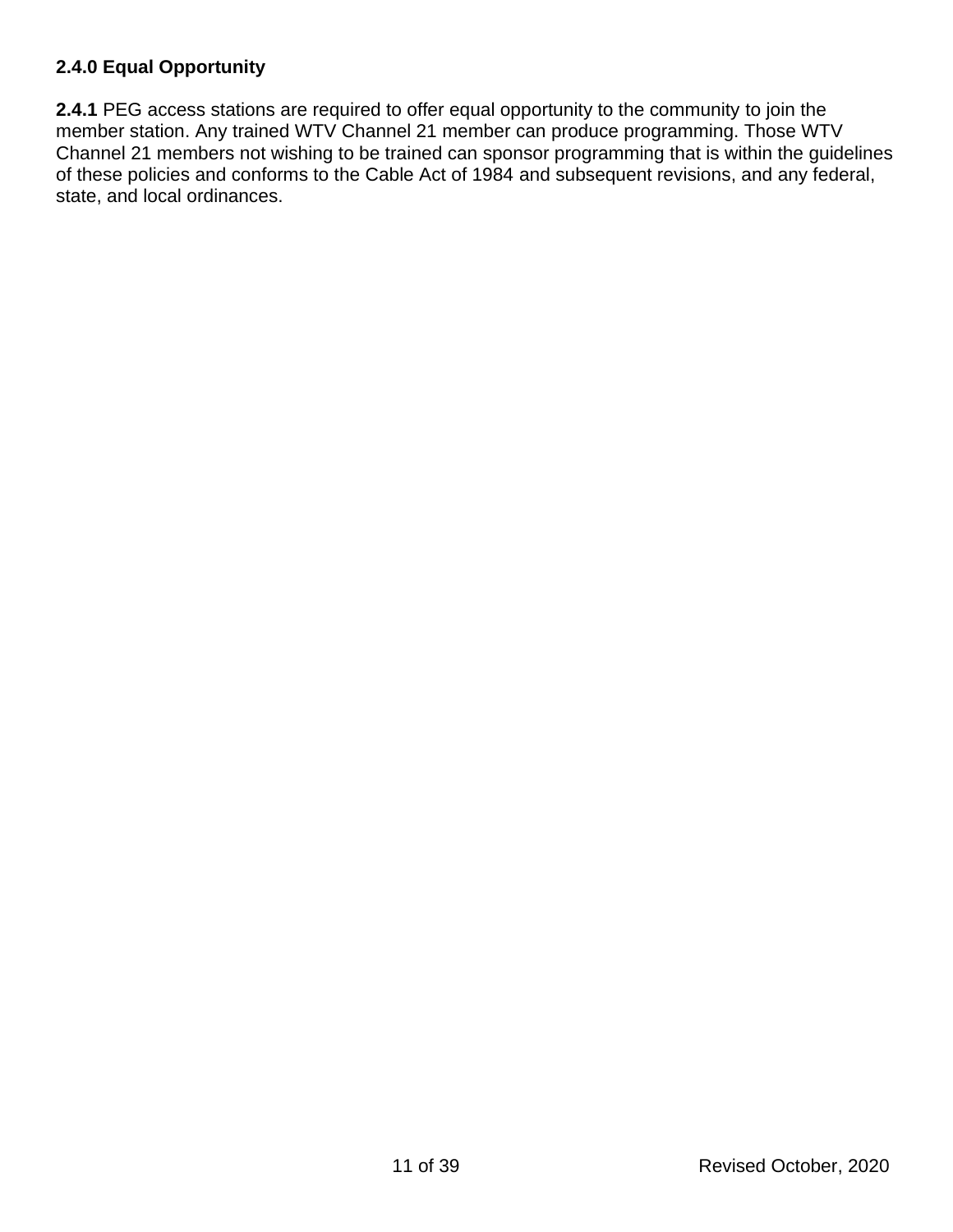**2.4.0 Equal Opportunity**

**2.4.1** PEG access stations are required to offer equal opportunity to the community to join the member station. Any trained WTV Channel 21 member can produce programming. Those WTV Channel 21 members not wishing to be trained can sponsor programming that is within the guidelines of these policies and conforms to the Cable Act of 1984 and subsequent revisions, and any federal, state, and local ordinances.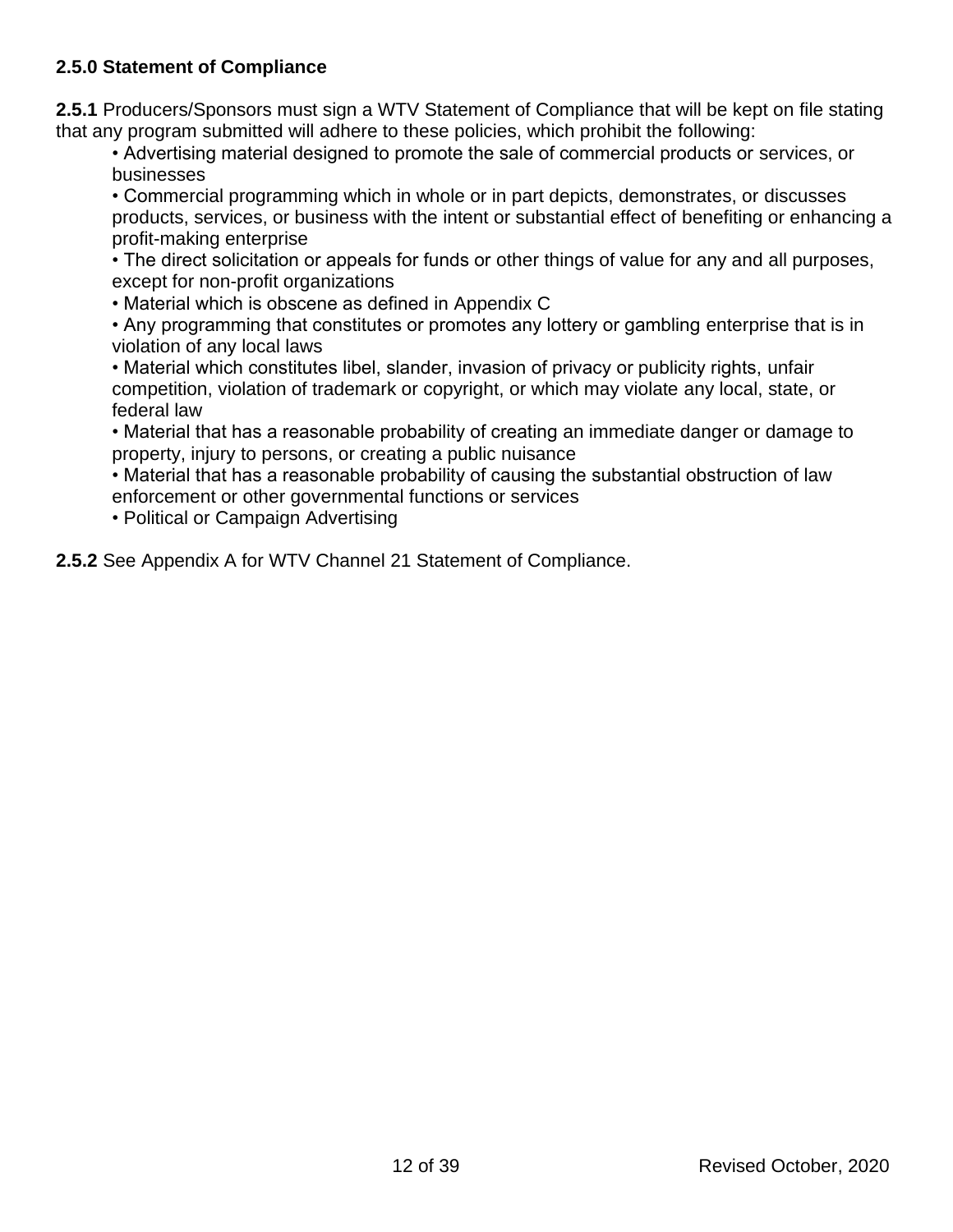### 2.5.0 Statement of Compliance

**2.5.1** Producers/Sponsors must sign a WTV Statement of Compliance that will be kept on file stating that any program submitted will adhere to these policies, which prohibit the following:

- Advertising material designed to promote the sale of commercial products or services, or businesses
- Commercial programming which in whole or in part depicts, demonstrates, or discusses products, services, or business with the intent or substantial effect of benefiting or enhancing a profit-making enterprise
- The direct solicitation or appeals for funds or other things of value for any and all purposes, except for non-profit organizations
- Material which is obscene as defined in Appendix C
- Any programming that constitutes or promotes any lottery or gambling enterprise that is in violation of any local laws
- Material which constitutes libel, slander, invasion of privacy or publicity rights, unfair competition, violation of trademark or copyright, or which may violate any local, state, or federal law
- Material that has a reasonable probability of creating an immediate danger or damage to property, injury to persons, or creating a public nuisance
- Material that has a reasonable probability of causing the substantial obstruction of law enforcement or other governmental functions or services
- Political or Campaign Advertising

**2.5.2** See Appendix A for WTV Channel 21 Statement of Compliance.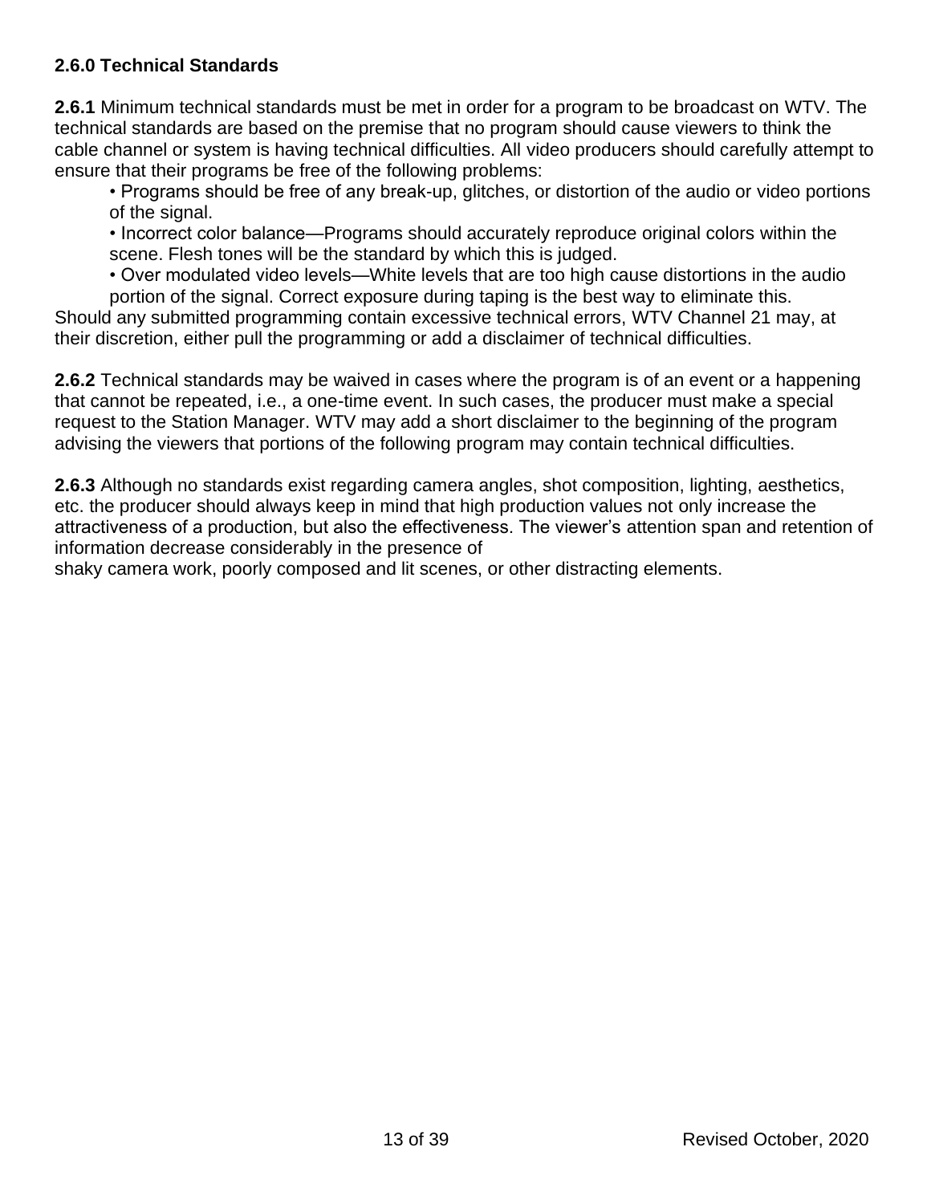**2.6.0 Technical Standards**

**2.6.1** Minimum technical standards must be met in order for a program to be broadcast on WTV. The technical standards are based on the premise that no program should cause viewers to think the cable channel or system is having technical difficulties. All video producers should carefully attempt to ensure that their programs be free of the following problems:

- Programs should be free of any break-up, glitches, or distortion of the audio or video portions of the signal.
- Incorrect color balance—Programs should accurately reproduce original colors within the scene. Flesh tones will be the standard by which this is judged.
- Over modulated video levels—White levels that are too high cause distortions in the audio portion of the signal. Correct exposure during taping is the best way to eliminate this.

Should any submitted programming contain excessive technical errors, WTV Channel 21 may, at their discretion, either pull the programming or add a disclaimer of technical difficulties.

**2.6.2** Technical standards may be waived in cases where the program is of an event or a happening that cannot be repeated, i.e., a one-time event. In such cases, the producer must make a special request to the Station Manager. WTV may add a short disclaimer to the beginning of the program advising the viewers that portions of the following program may contain technical difficulties.

**2.6.3** Although no standards exist regarding camera angles, shot composition, lighting, aesthetics, etc. the producer should always keep in mind that high production values not only increase the attractiveness of a production, but also the effectiveness. The viewer's attention span and retention of information decrease considerably in the presence of shaky camera work, poorly composed and lit scenes, or other distracting elements.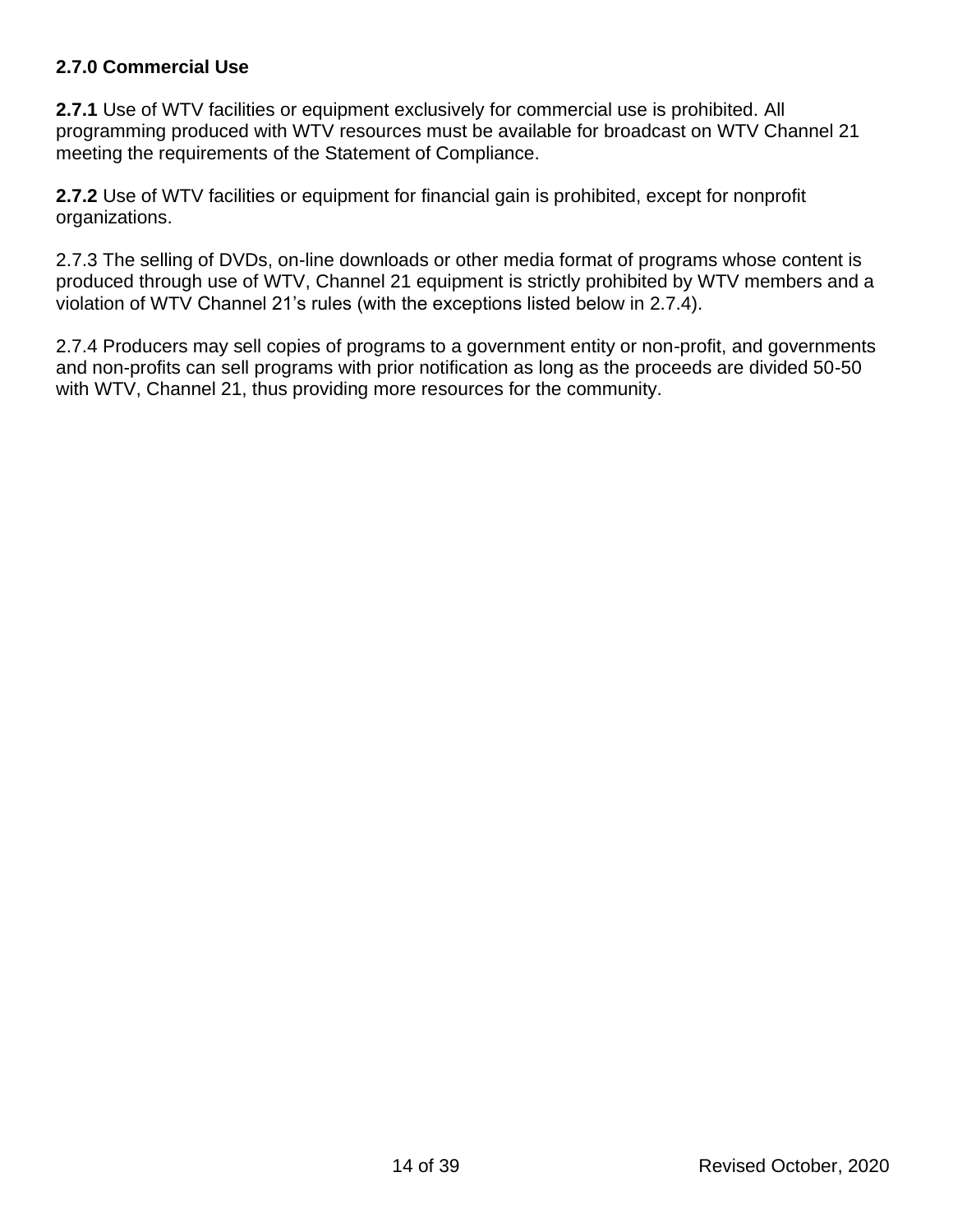**2.7.0 Commercial Use**

**2.7.1** Use of WTV facilities or equipment exclusively for commercial use is prohibited. All programming produced with WTV resources must be available for broadcast on WTV Channel 21 meeting the requirements of the Statement of Compliance.

**2.7.2** Use of WTV facilities or equipment for financial gain is prohibited, except for nonprofit organizations.

2.7.3 The selling of DVDs, on-line downloads or other media format of programs whose content is produced through use of WTV, Channel 21 equipment is strictly prohibited by WTV members and a violation of WTV Channel 21's rules (with the exceptions listed below in 2.7.4).

2.7.4 Producers may sell copies of programs to a government entity or non-profit, and governments and non-profits can sell programs with prior notification as long as the proceeds are divided 50-50 with WTV, Channel 21, thus providing more resources for the community.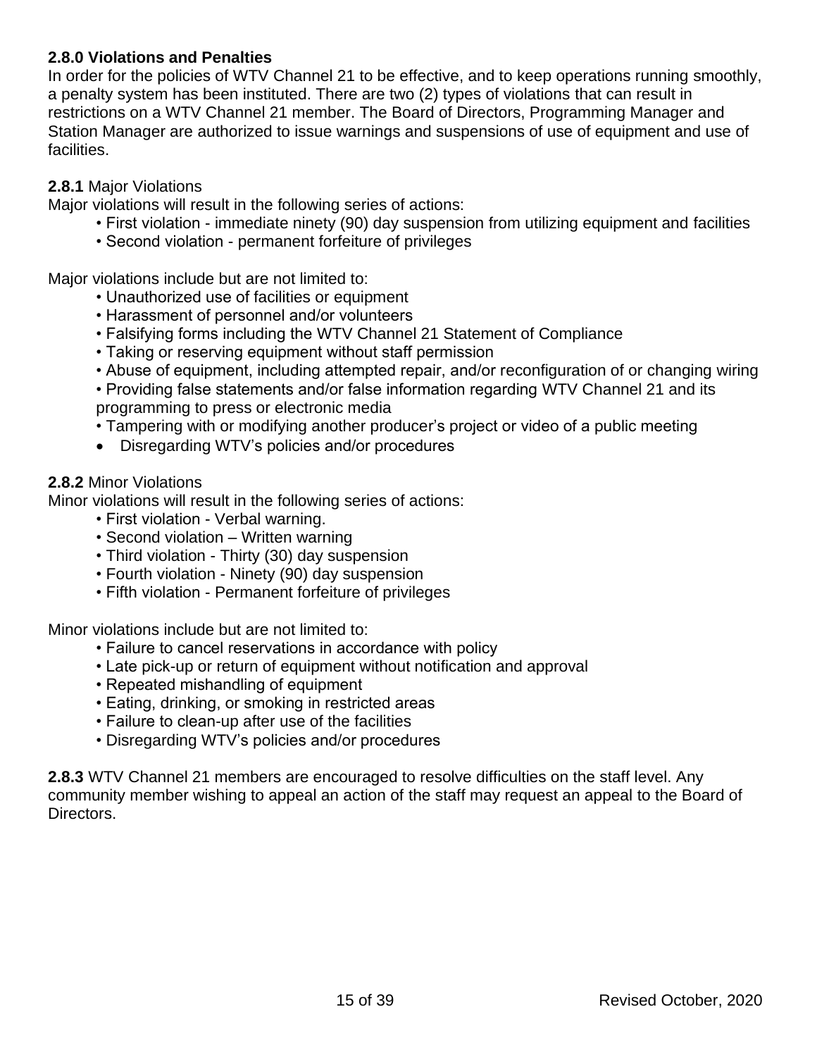**2.8.0 Violations and Penalties**

In order for the policies of WTV Channel 21 to be effective, and to keep operations running smoothly, a penalty system has been instituted. There are two (2) types of violations that can result in restrictions on a WTV Channel 21 member. The Board of Directors, Programming Manager and Station Manager are authorized to issue warnings and suspensions of use of equipment and use of facilities.

**2.8.1** Major Violations

Major violations will result in the following series of actions:

- First violation - immediate ninety (90) day suspension from utilizing equipment and facilities
- Second violation - permanent forfeiture of privileges

Major violations include but are not limited to:

- Unauthorized use of facilities or equipment
- Harassment of personnel and/or volunteers
- Falsifying forms including the WTV Channel 21 Statement of Compliance
- Taking or reserving equipment without staff permission
- Abuse of equipment, including attempted repair, and/or reconfiguration of or changing wiring
- Providing false statements and/or false information regarding WTV Channel 21 and its programming to press or electronic media
- Tampering with or modifying another producer's project or video of a public meeting
- Disregarding WTV's policies and/or procedures

**2.8.2** Minor Violations

Minor violations will result in the following series of actions:

- First violation - Verbal warning.
- Second violation – Written warning
- Third violation - Thirty (30) day suspension
- Fourth violation - Ninety (90) day suspension
- Fifth violation - Permanent forfeiture of privileges

Minor violations include but are not limited to:

- Failure to cancel reservations in accordance with policy
- Late pick-up or return of equipment without notification and approval
- Repeated mishandling of equipment
- Eating, drinking, or smoking in restricted areas
- Failure to clean-up after use of the facilities
- Disregarding WTV's policies and/or procedures

**2.8.3** WTV Channel 21 members are encouraged to resolve difficulties on the staff level. Any community member wishing to appeal an action of the staff may request an appeal to the Board of Directors.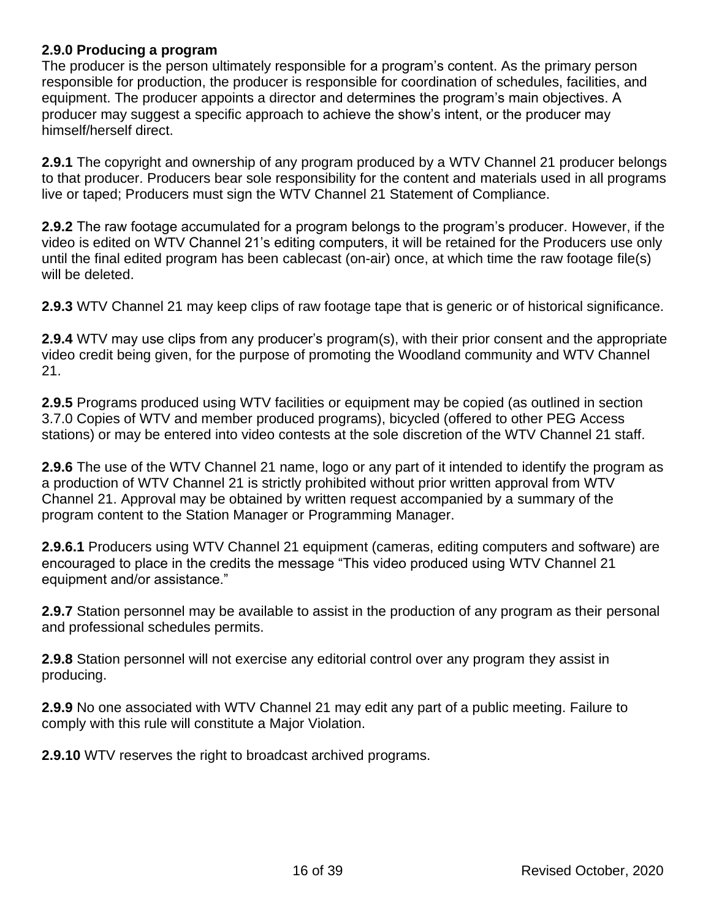### 2.9.0 Producing a program

The producer is the person ultimately responsible for a program's content. As the primary person responsible for production, the producer is responsible for coordination of schedules, facilities, and equipment. The producer appoints a director and determines the program's main objectives. A producer may suggest a specific approach to achieve the show's intent, or the producer may himself/herself direct.

**2.9.1** The copyright and ownership of any program produced by a WTV Channel 21 producer belongs to that producer. Producers bear sole responsibility for the content and materials used in all programs live or taped; Producers must sign the WTV Channel 21 Statement of Compliance.

**2.9.2** The raw footage accumulated for a program belongs to the program's producer. However, if the video is edited on WTV Channel 21's editing computers, it will be retained for the Producers use only until the final edited program has been cablecast (on-air) once, at which time the raw footage file(s) will be deleted.

**2.9.3** WTV Channel 21 may keep clips of raw footage tape that is generic or of historical significance.

**2.9.4** WTV may use clips from any producer's program(s), with their prior consent and the appropriate video credit being given, for the purpose of promoting the Woodland community and WTV Channel 21.

**2.9.5** Programs produced using WTV facilities or equipment may be copied (as outlined in section 3.7.0 Copies of WTV and member produced programs), bicycled (offered to other PEG Access stations) or may be entered into video contests at the sole discretion of the WTV Channel 21 staff.

**2.9.6** The use of the WTV Channel 21 name, logo or any part of it intended to identify the program as a production of WTV Channel 21 is strictly prohibited without prior written approval from WTV Channel 21. Approval may be obtained by written request accompanied by a summary of the program content to the Station Manager or Programming Manager.

**2.9.6.1** Producers using WTV Channel 21 equipment (cameras, editing computers and software) are encouraged to place in the credits the message "This video produced using WTV Channel 21 equipment and/or assistance."

**2.9.7** Station personnel may be available to assist in the production of any program as their personal and professional schedules permits.

**2.9.8** Station personnel will not exercise any editorial control over any program they assist in producing.

**2.9.9** No one associated with WTV Channel 21 may edit any part of a public meeting. Failure to comply with this rule will constitute a Major Violation.

**2.9.10** WTV reserves the right to broadcast archived programs.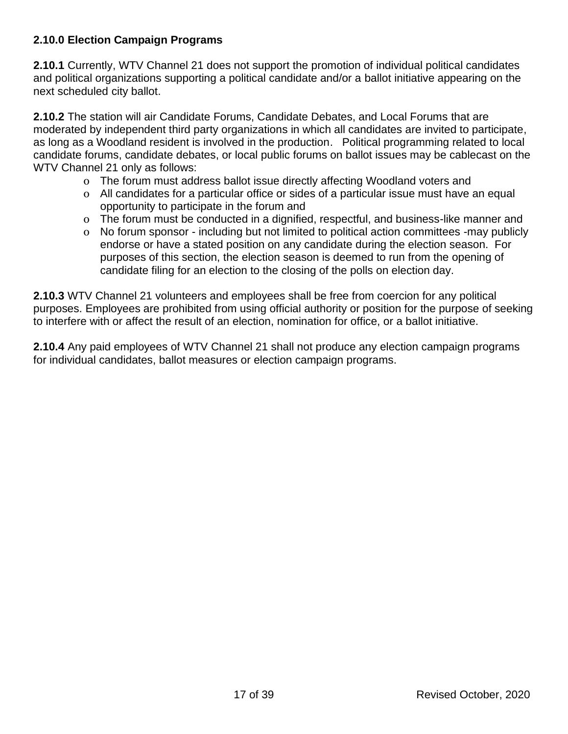**2.10.0 Election Campaign Programs**

**2.10.1** Currently, WTV Channel 21 does not support the promotion of individual political candidates and political organizations supporting a political candidate and/or a ballot initiative appearing on the next scheduled city ballot.

**2.10.2** The station will air Candidate Forums, Candidate Debates, and Local Forums that are moderated by independent third party organizations in which all candidates are invited to participate, as long as a Woodland resident is involved in the production. Political programming related to local candidate forums, candidate debates, or local public forums on ballot issues may be cablecast on the WTV Channel 21 only as follows:

- The forum must address ballot issue directly affecting Woodland voters and
- All candidates for a particular office or sides of a particular issue must have an equal opportunity to participate in the forum and
- The forum must be conducted in a dignified, respectful, and business-like manner and
- No forum sponsor - including but not limited to political action committees -may publicly endorse or have a stated position on any candidate during the election season. For purposes of this section, the election season is deemed to run from the opening of candidate filing for an election to the closing of the polls on election day.

**2.10.3** WTV Channel 21 volunteers and employees shall be free from coercion for any political purposes. Employees are prohibited from using official authority or position for the purpose of seeking to interfere with or affect the result of an election, nomination for office, or a ballot initiative.

**2.10.4** Any paid employees of WTV Channel 21 shall not produce any election campaign programs for individual candidates, ballot measures or election campaign programs.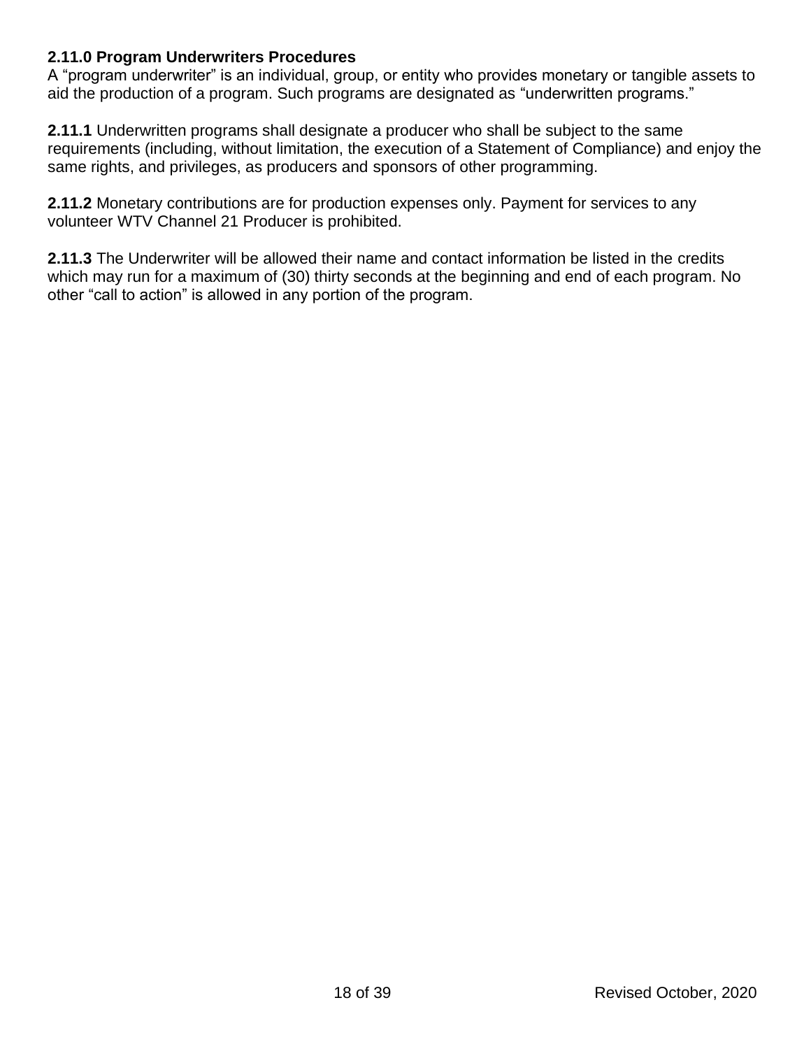**2.11.0 Program Underwriters Procedures**
A "program underwriter" is an individual, group, or entity who provides monetary or tangible assets to aid the production of a program. Such programs are designated as "underwritten programs."

**2.11.1** Underwritten programs shall designate a producer who shall be subject to the same requirements (including, without limitation, the execution of a Statement of Compliance) and enjoy the same rights, and privileges, as producers and sponsors of other programming.

**2.11.2** Monetary contributions are for production expenses only. Payment for services to any volunteer WTV Channel 21 Producer is prohibited.

**2.11.3** The Underwriter will be allowed their name and contact information be listed in the credits which may run for a maximum of (30) thirty seconds at the beginning and end of each program. No other "call to action" is allowed in any portion of the program.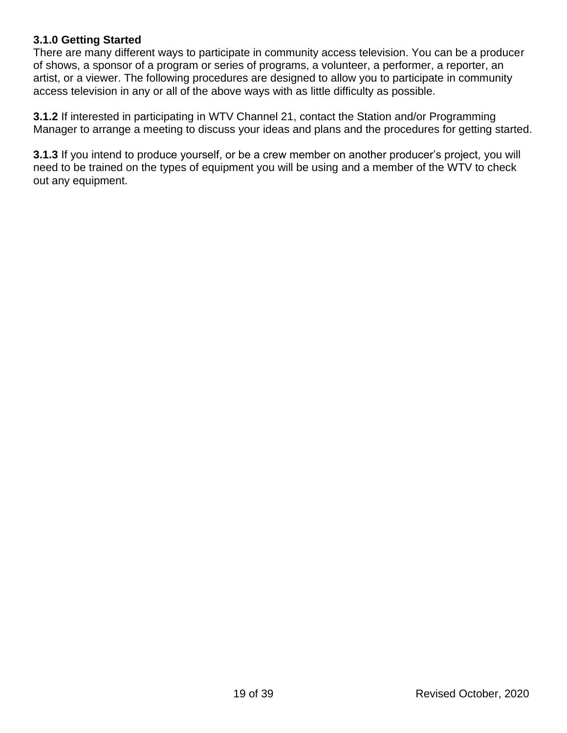### 3.1.0 Getting Started

There are many different ways to participate in community access television. You can be a producer of shows, a sponsor of a program or series of programs, a volunteer, a performer, a reporter, an artist, or a viewer. The following procedures are designed to allow you to participate in community access television in any or all of the above ways with as little difficulty as possible.

**3.1.2** If interested in participating in WTV Channel 21, contact the Station and/or Programming Manager to arrange a meeting to discuss your ideas and plans and the procedures for getting started.

**3.1.3** If you intend to produce yourself, or be a crew member on another producer's project, you will need to be trained on the types of equipment you will be using and a member of the WTV to check out any equipment.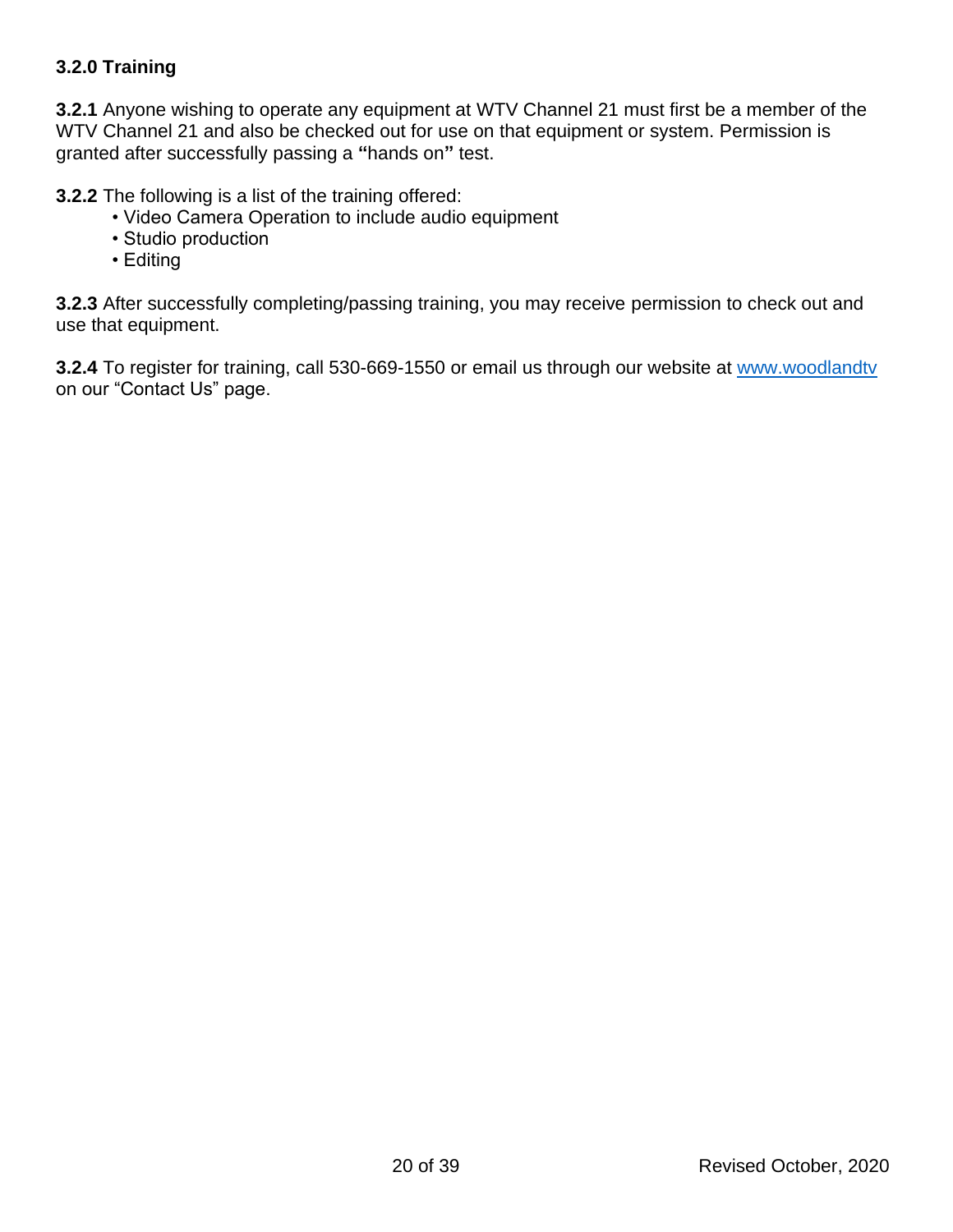### 3.2.0 Training

**3.2.1** Anyone wishing to operate any equipment at WTV Channel 21 must first be a member of the WTV Channel 21 and also be checked out for use on that equipment or system. Permission is granted after successfully passing a **"**hands on**"** test.

**3.2.2** The following is a list of the training offered:

- Video Camera Operation to include audio equipment
- Studio production
- Editing

**3.2.3** After successfully completing/passing training, you may receive permission to check out and use that equipment.

**3.2.4** To register for training, call 530-669-1550 or email us through our website at [www.woodlandtv](www.woodlandtv) on our "Contact Us" page.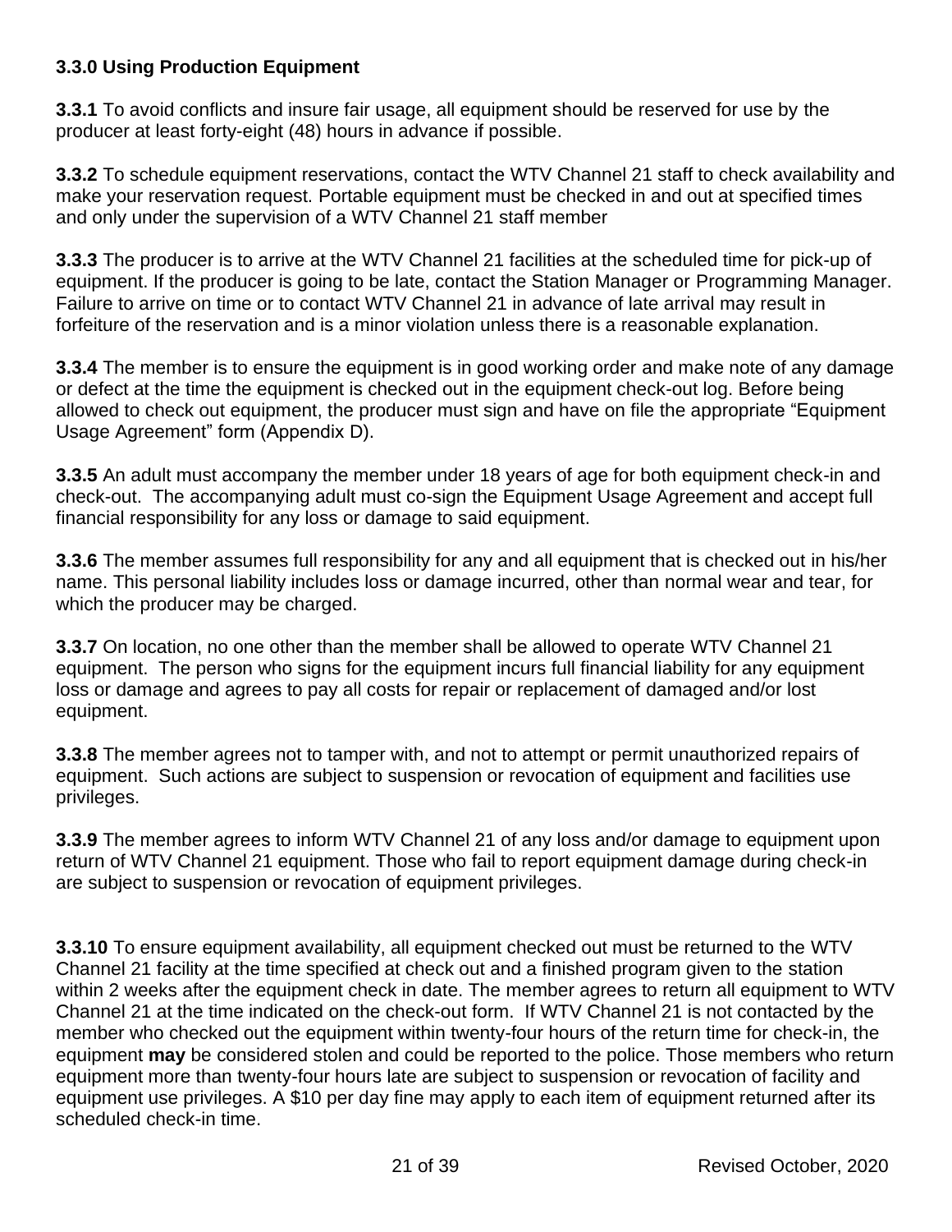### 3.3.0 Using Production Equipment

**3.3.1** To avoid conflicts and insure fair usage, all equipment should be reserved for use by the producer at least forty-eight (48) hours in advance if possible.

**3.3.2** To schedule equipment reservations, contact the WTV Channel 21 staff to check availability and make your reservation request. Portable equipment must be checked in and out at specified times and only under the supervision of a WTV Channel 21 staff member

**3.3.3** The producer is to arrive at the WTV Channel 21 facilities at the scheduled time for pick-up of equipment. If the producer is going to be late, contact the Station Manager or Programming Manager. Failure to arrive on time or to contact WTV Channel 21 in advance of late arrival may result in forfeiture of the reservation and is a minor violation unless there is a reasonable explanation.

**3.3.4** The member is to ensure the equipment is in good working order and make note of any damage or defect at the time the equipment is checked out in the equipment check-out log. Before being allowed to check out equipment, the producer must sign and have on file the appropriate "Equipment Usage Agreement" form (Appendix D).

**3.3.5** An adult must accompany the member under 18 years of age for both equipment check-in and check-out. The accompanying adult must co-sign the Equipment Usage Agreement and accept full financial responsibility for any loss or damage to said equipment.

**3.3.6** The member assumes full responsibility for any and all equipment that is checked out in his/her name. This personal liability includes loss or damage incurred, other than normal wear and tear, for which the producer may be charged.

**3.3.7** On location, no one other than the member shall be allowed to operate WTV Channel 21 equipment. The person who signs for the equipment incurs full financial liability for any equipment loss or damage and agrees to pay all costs for repair or replacement of damaged and/or lost equipment.

**3.3.8** The member agrees not to tamper with, and not to attempt or permit unauthorized repairs of equipment. Such actions are subject to suspension or revocation of equipment and facilities use privileges.

**3.3.9** The member agrees to inform WTV Channel 21 of any loss and/or damage to equipment upon return of WTV Channel 21 equipment. Those who fail to report equipment damage during check-in are subject to suspension or revocation of equipment privileges.

**3.3.10** To ensure equipment availability, all equipment checked out must be returned to the WTV Channel 21 facility at the time specified at check out and a finished program given to the station within 2 weeks after the equipment check in date. The member agrees to return all equipment to WTV Channel 21 at the time indicated on the check-out form. If WTV Channel 21 is not contacted by the member who checked out the equipment within twenty-four hours of the return time for check-in, the equipment **may** be considered stolen and could be reported to the police. Those members who return equipment more than twenty-four hours late are subject to suspension or revocation of facility and equipment use privileges. A $10 per day fine may apply to each item of equipment returned after its scheduled check-in time.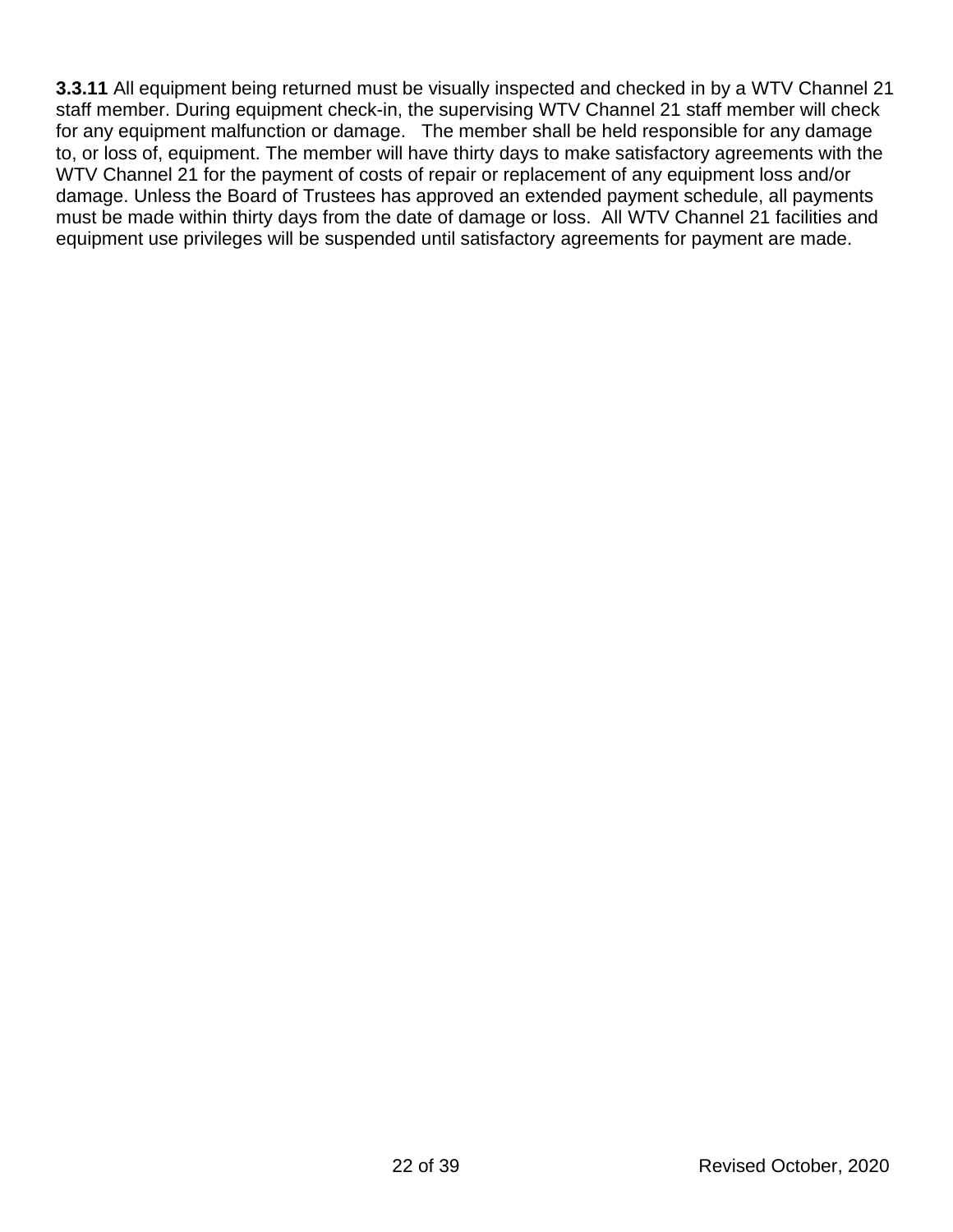**3.3.11** All equipment being returned must be visually inspected and checked in by a WTV Channel 21 staff member. During equipment check-in, the supervising WTV Channel 21 staff member will check for any equipment malfunction or damage. The member shall be held responsible for any damage to, or loss of, equipment. The member will have thirty days to make satisfactory agreements with the WTV Channel 21 for the payment of costs of repair or replacement of any equipment loss and/or damage. Unless the Board of Trustees has approved an extended payment schedule, all payments must be made within thirty days from the date of damage or loss. All WTV Channel 21 facilities and equipment use privileges will be suspended until satisfactory agreements for payment are made.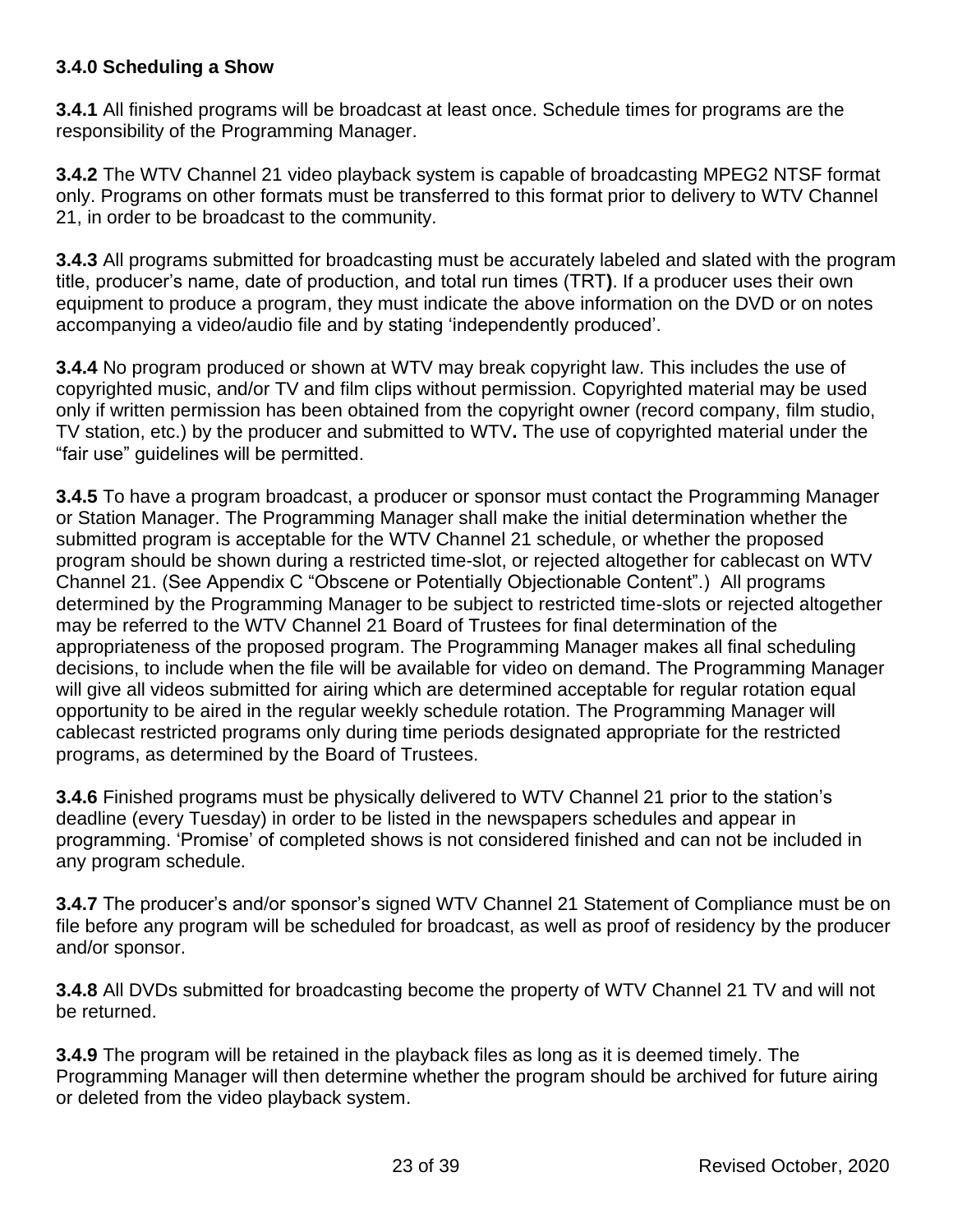**3.4.0 Scheduling a Show**

**3.4.1** All finished programs will be broadcast at least once. Schedule times for programs are the responsibility of the Programming Manager.

**3.4.2** The WTV Channel 21 video playback system is capable of broadcasting MPEG2 NTSF format only. Programs on other formats must be transferred to this format prior to delivery to WTV Channel 21, in order to be broadcast to the community.

**3.4.3** All programs submitted for broadcasting must be accurately labeled and slated with the program title, producer's name, date of production, and total run times (TRT**)**. If a producer uses their own equipment to produce a program, they must indicate the above information on the DVD or on notes accompanying a video/audio file and by stating 'independently produced'.

**3.4.4** No program produced or shown at WTV may break copyright law. This includes the use of copyrighted music, and/or TV and film clips without permission. Copyrighted material may be used only if written permission has been obtained from the copyright owner (record company, film studio, TV station, etc.) by the producer and submitted to WTV**.** The use of copyrighted material under the "fair use" guidelines will be permitted.

**3.4.5** To have a program broadcast, a producer or sponsor must contact the Programming Manager or Station Manager. The Programming Manager shall make the initial determination whether the submitted program is acceptable for the WTV Channel 21 schedule, or whether the proposed program should be shown during a restricted time-slot, or rejected altogether for cablecast on WTV Channel 21. (See Appendix C "Obscene or Potentially Objectionable Content".) All programs determined by the Programming Manager to be subject to restricted time-slots or rejected altogether may be referred to the WTV Channel 21 Board of Trustees for final determination of the appropriateness of the proposed program. The Programming Manager makes all final scheduling decisions, to include when the file will be available for video on demand. The Programming Manager will give all videos submitted for airing which are determined acceptable for regular rotation equal opportunity to be aired in the regular weekly schedule rotation. The Programming Manager will cablecast restricted programs only during time periods designated appropriate for the restricted programs, as determined by the Board of Trustees.

**3.4.6** Finished programs must be physically delivered to WTV Channel 21 prior to the station's deadline (every Tuesday) in order to be listed in the newspapers schedules and appear in programming. 'Promise' of completed shows is not considered finished and can not be included in any program schedule.

**3.4.7** The producer's and/or sponsor's signed WTV Channel 21 Statement of Compliance must be on file before any program will be scheduled for broadcast, as well as proof of residency by the producer and/or sponsor.

**3.4.8** All DVDs submitted for broadcasting become the property of WTV Channel 21 TV and will not be returned.

**3.4.9** The program will be retained in the playback files as long as it is deemed timely. The Programming Manager will then determine whether the program should be archived for future airing or deleted from the video playback system.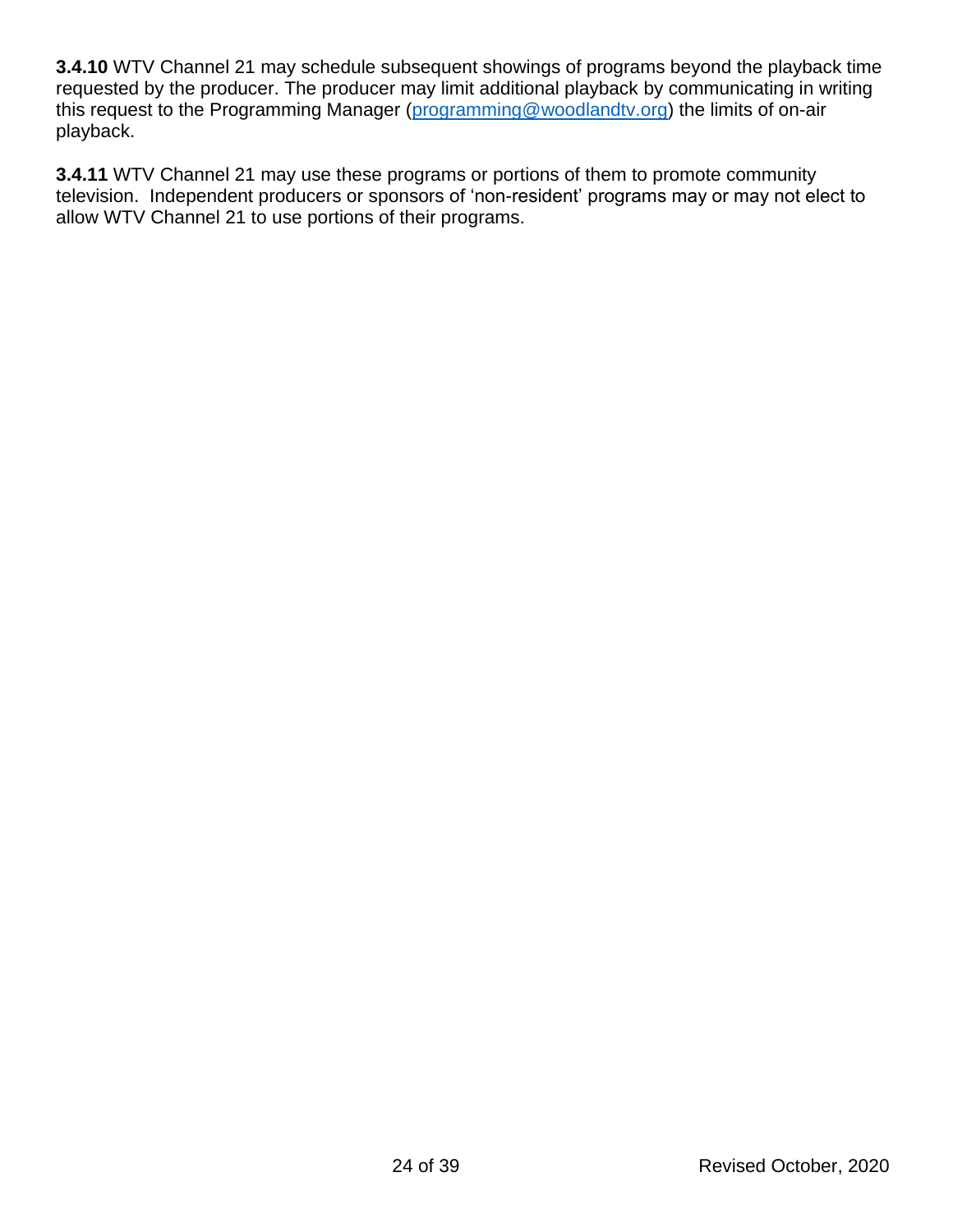**3.4.10** WTV Channel 21 may schedule subsequent showings of programs beyond the playback time requested by the producer. The producer may limit additional playback by communicating in writing this request to the Programming Manager (programming@woodlandtv.org) the limits of on-air playback.

**3.4.11** WTV Channel 21 may use these programs or portions of them to promote community television. Independent producers or sponsors of 'non-resident' programs may or may not elect to allow WTV Channel 21 to use portions of their programs.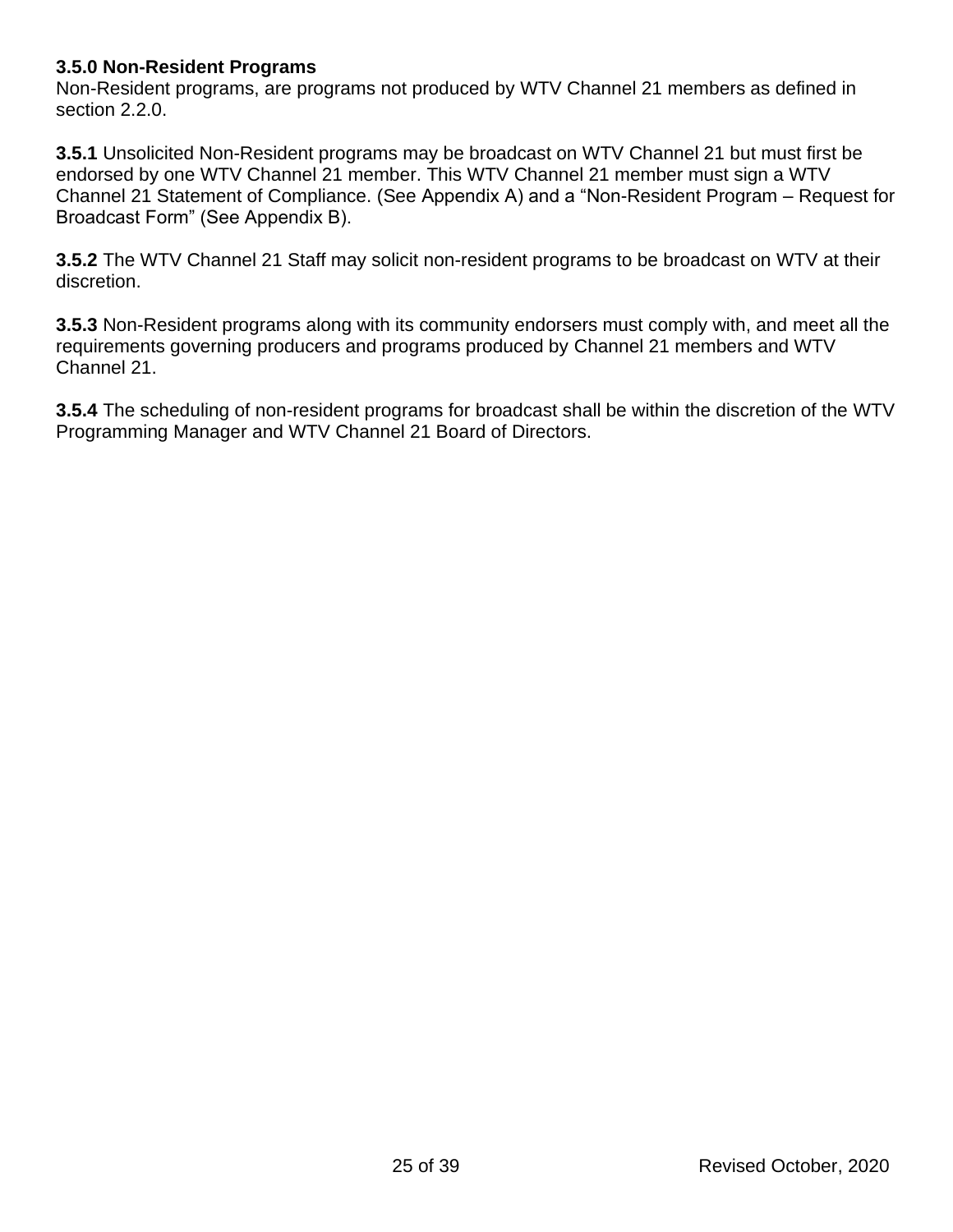### 3.5.0 Non-Resident Programs

Non-Resident programs, are programs not produced by WTV Channel 21 members as defined in section 2.2.0.

**3.5.1** Unsolicited Non-Resident programs may be broadcast on WTV Channel 21 but must first be endorsed by one WTV Channel 21 member. This WTV Channel 21 member must sign a WTV Channel 21 Statement of Compliance. (See Appendix A) and a "Non-Resident Program – Request for Broadcast Form" (See Appendix B).

**3.5.2** The WTV Channel 21 Staff may solicit non-resident programs to be broadcast on WTV at their discretion.

**3.5.3** Non-Resident programs along with its community endorsers must comply with, and meet all the requirements governing producers and programs produced by Channel 21 members and WTV Channel 21.

**3.5.4** The scheduling of non-resident programs for broadcast shall be within the discretion of the WTV Programming Manager and WTV Channel 21 Board of Directors.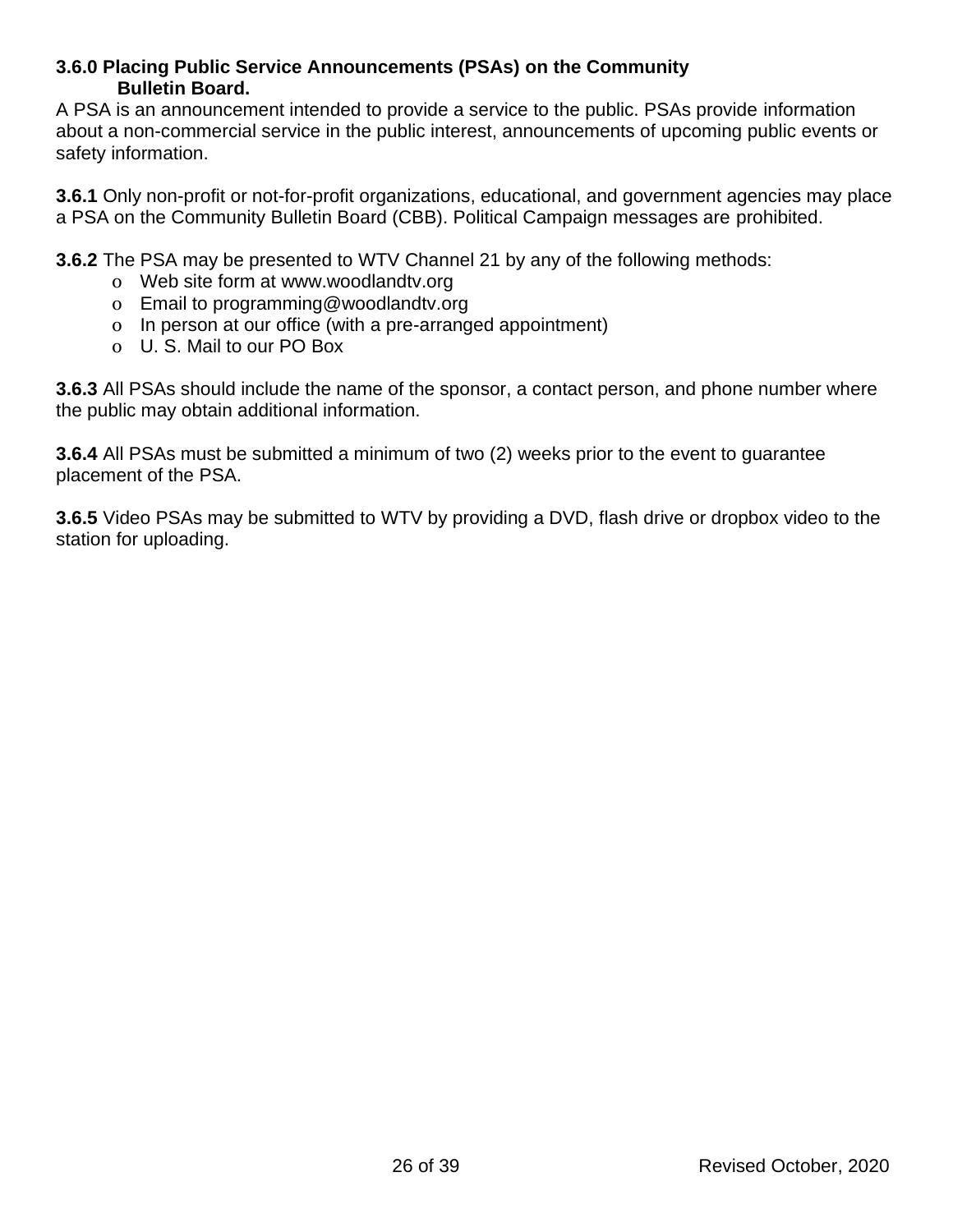### 3.6.0 Placing Public Service Announcements (PSAs) on the Community Bulletin Board.

A PSA is an announcement intended to provide a service to the public. PSAs provide information about a non-commercial service in the public interest, announcements of upcoming public events or safety information.

**3.6.1** Only non-profit or not-for-profit organizations, educational, and government agencies may place a PSA on the Community Bulletin Board (CBB). Political Campaign messages are prohibited.

**3.6.2** The PSA may be presented to WTV Channel 21 by any of the following methods:

- Web site form at www.woodlandtv.org
- Email to programming@woodlandtv.org
- In person at our office (with a pre-arranged appointment)
- U. S. Mail to our PO Box

**3.6.3** All PSAs should include the name of the sponsor, a contact person, and phone number where the public may obtain additional information.

**3.6.4** All PSAs must be submitted a minimum of two (2) weeks prior to the event to guarantee placement of the PSA.

**3.6.5** Video PSAs may be submitted to WTV by providing a DVD, flash drive or dropbox video to the station for uploading.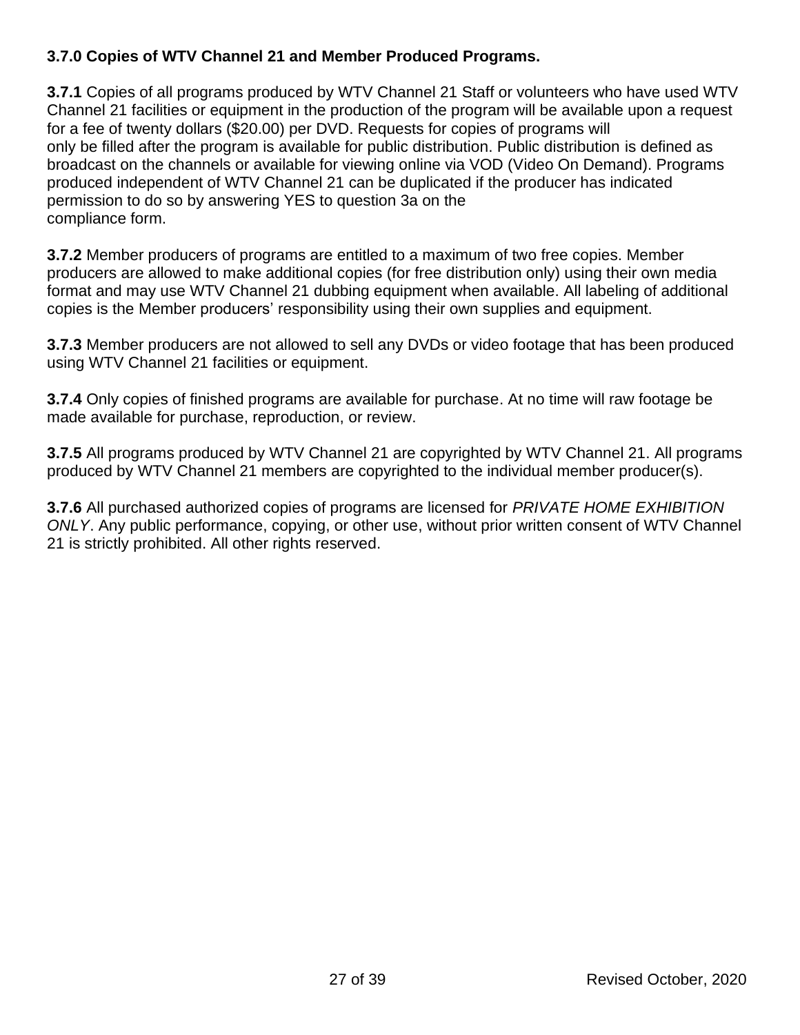**3.7.0 Copies of WTV Channel 21 and Member Produced Programs.**

**3.7.1** Copies of all programs produced by WTV Channel 21 Staff or volunteers who have used WTV Channel 21 facilities or equipment in the production of the program will be available upon a request for a fee of twenty dollars ($20.00) per DVD. Requests for copies of programs will only be filled after the program is available for public distribution. Public distribution is defined as broadcast on the channels or available for viewing online via VOD (Video On Demand). Programs produced independent of WTV Channel 21 can be duplicated if the producer has indicated permission to do so by answering YES to question 3a on the compliance form.

**3.7.2** Member producers of programs are entitled to a maximum of two free copies. Member producers are allowed to make additional copies (for free distribution only) using their own media format and may use WTV Channel 21 dubbing equipment when available. All labeling of additional copies is the Member producers' responsibility using their own supplies and equipment.

**3.7.3** Member producers are not allowed to sell any DVDs or video footage that has been produced using WTV Channel 21 facilities or equipment.

**3.7.4** Only copies of finished programs are available for purchase. At no time will raw footage be made available for purchase, reproduction, or review.

**3.7.5** All programs produced by WTV Channel 21 are copyrighted by WTV Channel 21. All programs produced by WTV Channel 21 members are copyrighted to the individual member producer(s).

**3.7.6** All purchased authorized copies of programs are licensed for *PRIVATE HOME EXHIBITION ONLY*. Any public performance, copying, or other use, without prior written consent of WTV Channel 21 is strictly prohibited. All other rights reserved.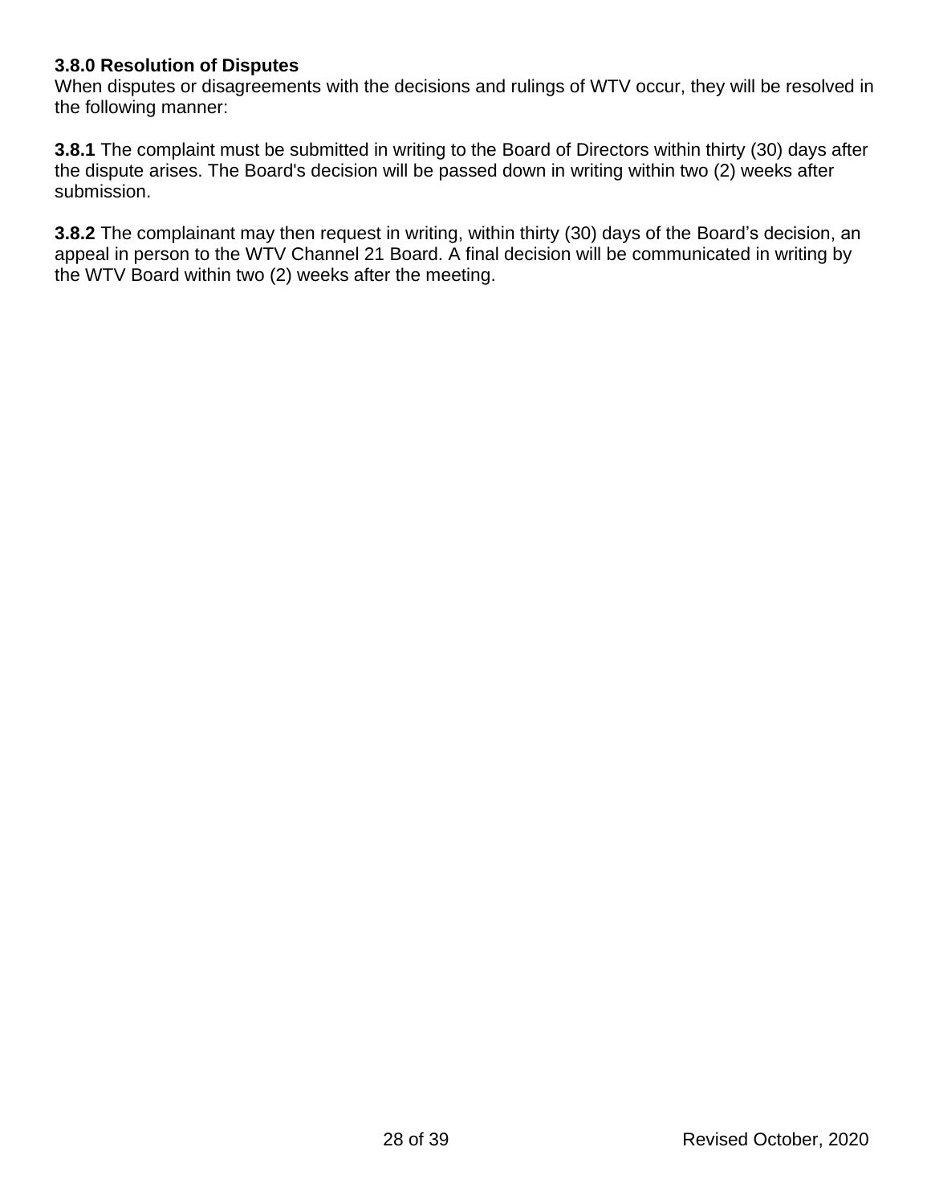### 3.8.0 Resolution of Disputes

When disputes or disagreements with the decisions and rulings of WTV occur, they will be resolved in the following manner:

**3.8.1** The complaint must be submitted in writing to the Board of Directors within thirty (30) days after the dispute arises. The Board's decision will be passed down in writing within two (2) weeks after submission.

**3.8.2** The complainant may then request in writing, within thirty (30) days of the Board's decision, an appeal in person to the WTV Channel 21 Board. A final decision will be communicated in writing by the WTV Board within two (2) weeks after the meeting.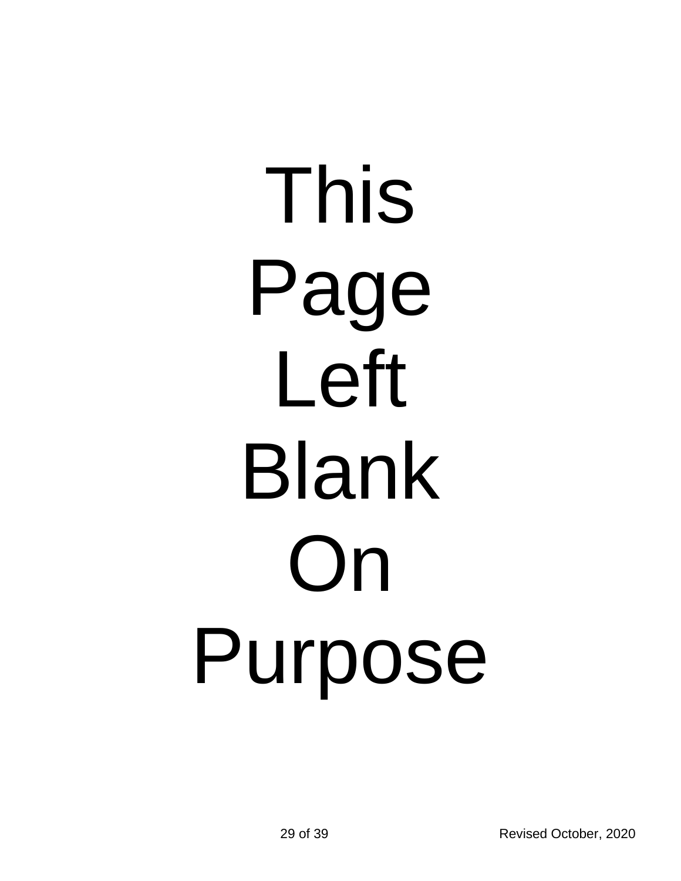This Page Left Blank On Purpose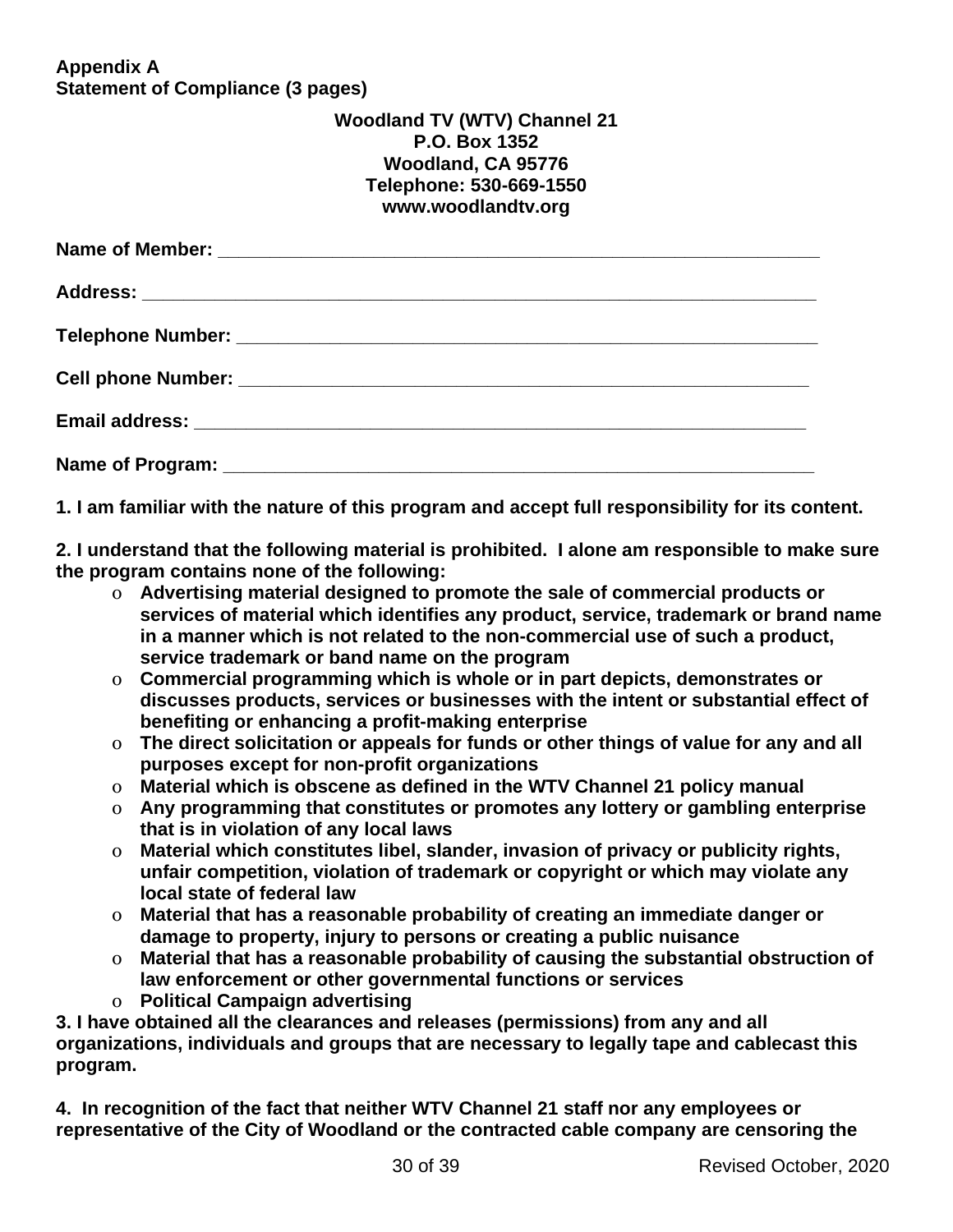**Appendix A**
**Statement of Compliance (3 pages)**

**Woodland TV (WTV) Channel 21**
**P.O. Box 1352**
**Woodland, CA 95776**
**Telephone: 530-669-1550**
**www.woodlandtv.org**

**Name of Member:** ____________________________________________________________

**Address:** _________________________________________________________________

**Telephone Number:** __________________________________________________________

**Cell phone Number:** _________________________________________________________

**Email address:** ______________________________________________________________

**Name of Program:** ___________________________________________________________

**1. I am familiar with the nature of this program and accept full responsibility for its content.**

**2. I understand that the following material is prohibited. I alone am responsible to make sure the program contains none of the following:**

- **Advertising material designed to promote the sale of commercial products or services of material which identifies any product, service, trademark or brand name in a manner which is not related to the non-commercial use of such a product, service trademark or band name on the program**
- **Commercial programming which is whole or in part depicts, demonstrates or discusses products, services or businesses with the intent or substantial effect of benefiting or enhancing a profit-making enterprise**
- **The direct solicitation or appeals for funds or other things of value for any and all purposes except for non-profit organizations**
- **Material which is obscene as defined in the WTV Channel 21 policy manual**
- **Any programming that constitutes or promotes any lottery or gambling enterprise that is in violation of any local laws**
- **Material which constitutes libel, slander, invasion of privacy or publicity rights, unfair competition, violation of trademark or copyright or which may violate any local state of federal law**
- **Material that has a reasonable probability of creating an immediate danger or damage to property, injury to persons or creating a public nuisance**
- **Material that has a reasonable probability of causing the substantial obstruction of law enforcement or other governmental functions or services**
- **Political Campaign advertising**

**3. I have obtained all the clearances and releases (permissions) from any and all organizations, individuals and groups that are necessary to legally tape and cablecast this program.**

**4. In recognition of the fact that neither WTV Channel 21 staff nor any employees or representative of the City of Woodland or the contracted cable company are censoring the**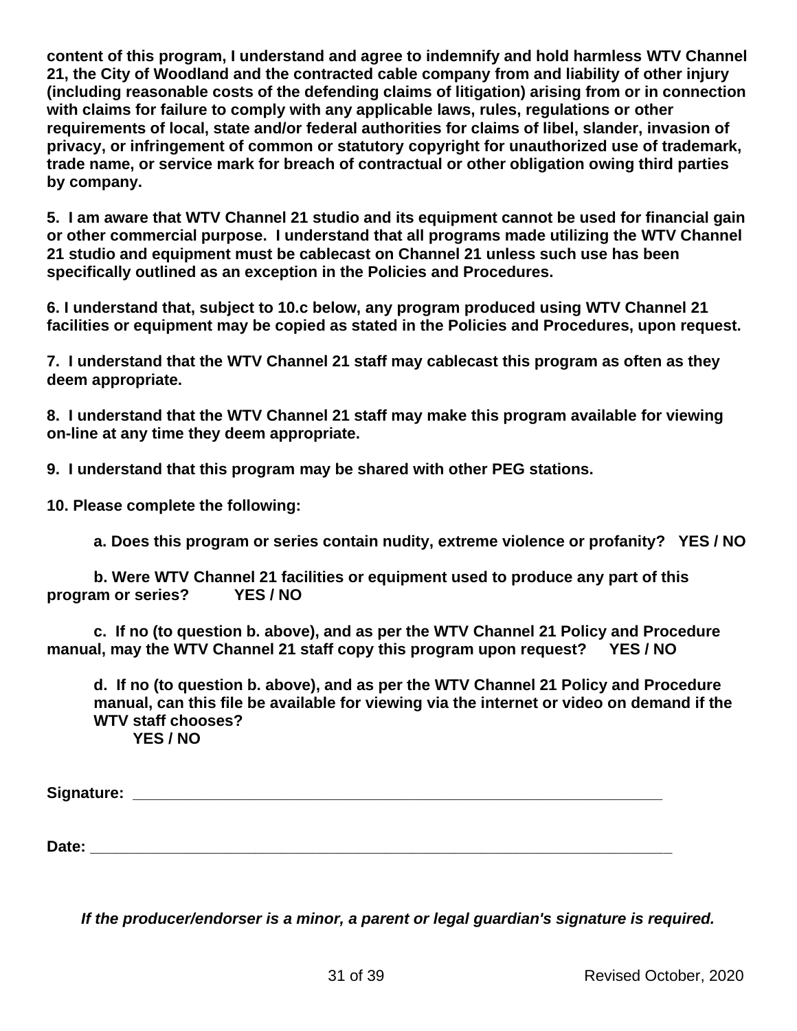**content of this program, I understand and agree to indemnify and hold harmless WTV Channel 21, the City of Woodland and the contracted cable company from and liability of other injury (including reasonable costs of the defending claims of litigation) arising from or in connection with claims for failure to comply with any applicable laws, rules, regulations or other requirements of local, state and/or federal authorities for claims of libel, slander, invasion of privacy, or infringement of common or statutory copyright for unauthorized use of trademark, trade name, or service mark for breach of contractual or other obligation owing third parties by company.**

**5. I am aware that WTV Channel 21 studio and its equipment cannot be used for financial gain or other commercial purpose. I understand that all programs made utilizing the WTV Channel 21 studio and equipment must be cablecast on Channel 21 unless such use has been specifically outlined as an exception in the Policies and Procedures.**

**6. I understand that, subject to 10.c below, any program produced using WTV Channel 21 facilities or equipment may be copied as stated in the Policies and Procedures, upon request.**

**7. I understand that the WTV Channel 21 staff may cablecast this program as often as they deem appropriate.**

**8. I understand that the WTV Channel 21 staff may make this program available for viewing on-line at any time they deem appropriate.**

**9. I understand that this program may be shared with other PEG stations.**

**10. Please complete the following:**

**a. Does this program or series contain nudity, extreme violence or profanity? YES / NO**

**b. Were WTV Channel 21 facilities or equipment used to produce any part of this program or series? YES / NO**

**c. If no (to question b. above), and as per the WTV Channel 21 Policy and Procedure manual, may the WTV Channel 21 staff copy this program upon request? YES / NO**

**d. If no (to question b. above), and as per the WTV Channel 21 Policy and Procedure manual, can this file be available for viewing via the internet or video on demand if the WTV staff chooses?**
**YES / NO**

**Signature: ________________________________________________________________**

**Date: ____________________________________________________________________**

***If the producer/endorser is a minor, a parent or legal guardian's signature is required.***

Revised October, 2020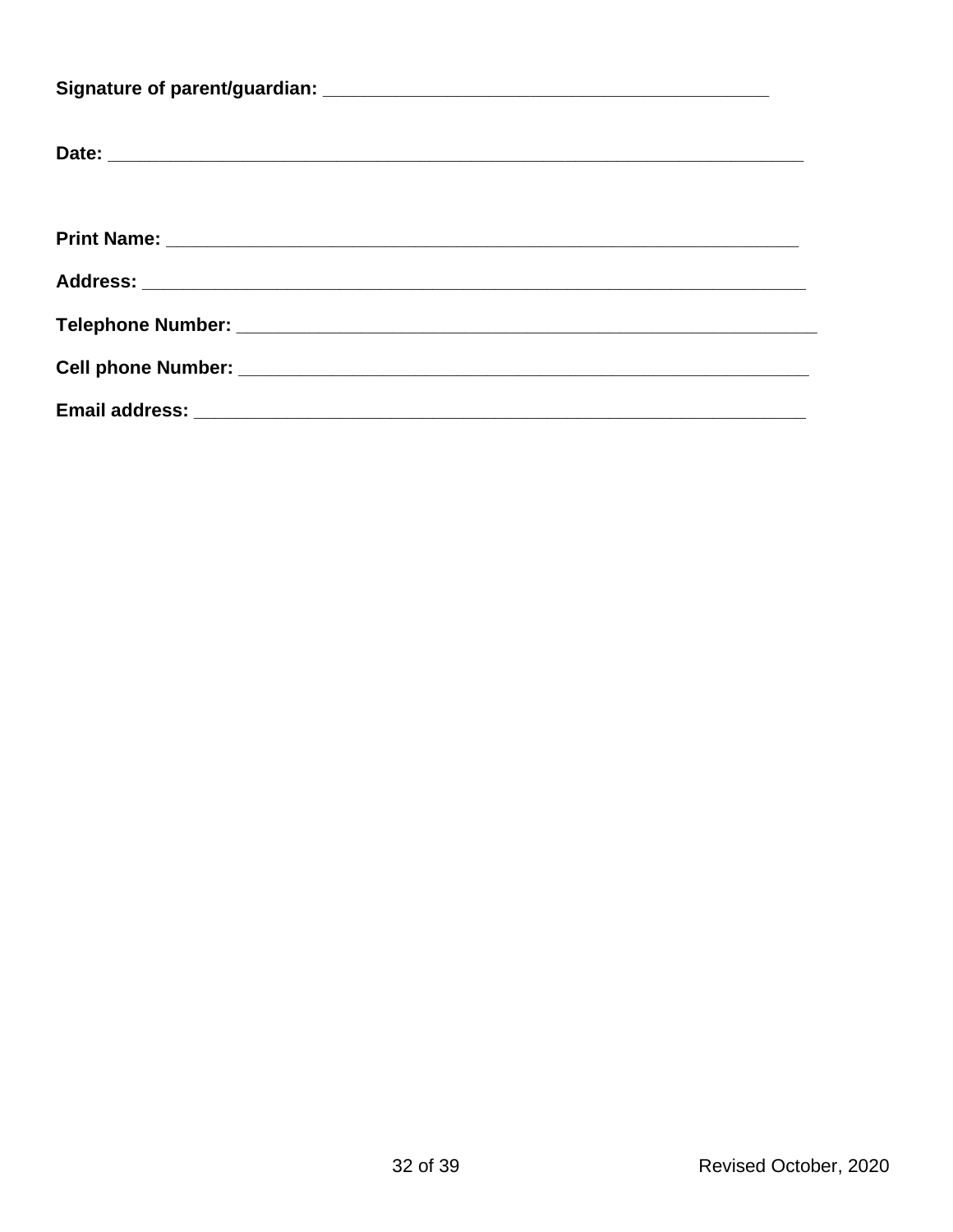**Signature of parent/guardian:** _____________________________________________

**Date:** _______________________________________________________________________

**Print Name:** _________________________________________________________________

**Address:** ____________________________________________________________________

**Telephone Number:** ____________________________________________________________

**Cell phone Number:** ___________________________________________________________

**Email address:** ______________________________________________________________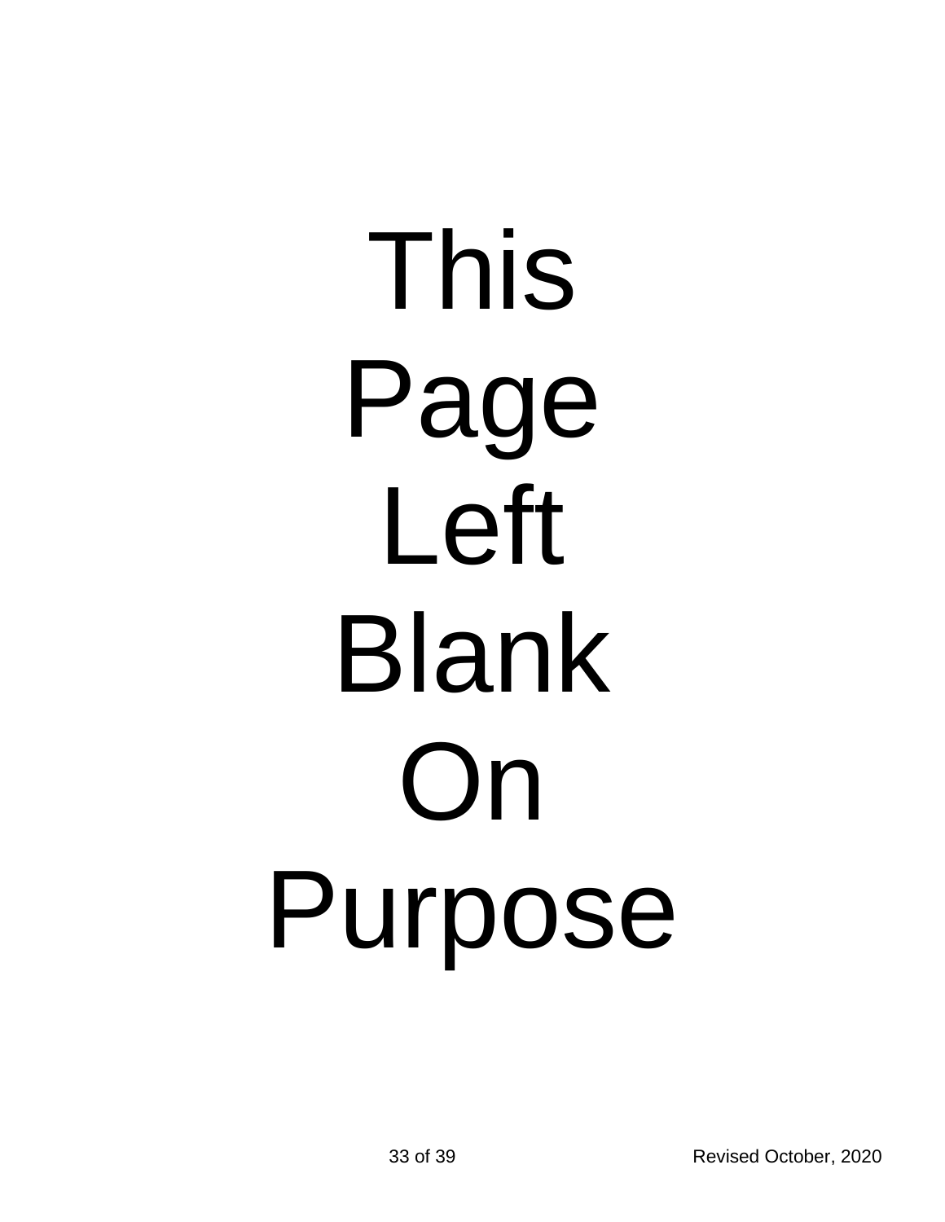This
Page
Left
Blank
On
Purpose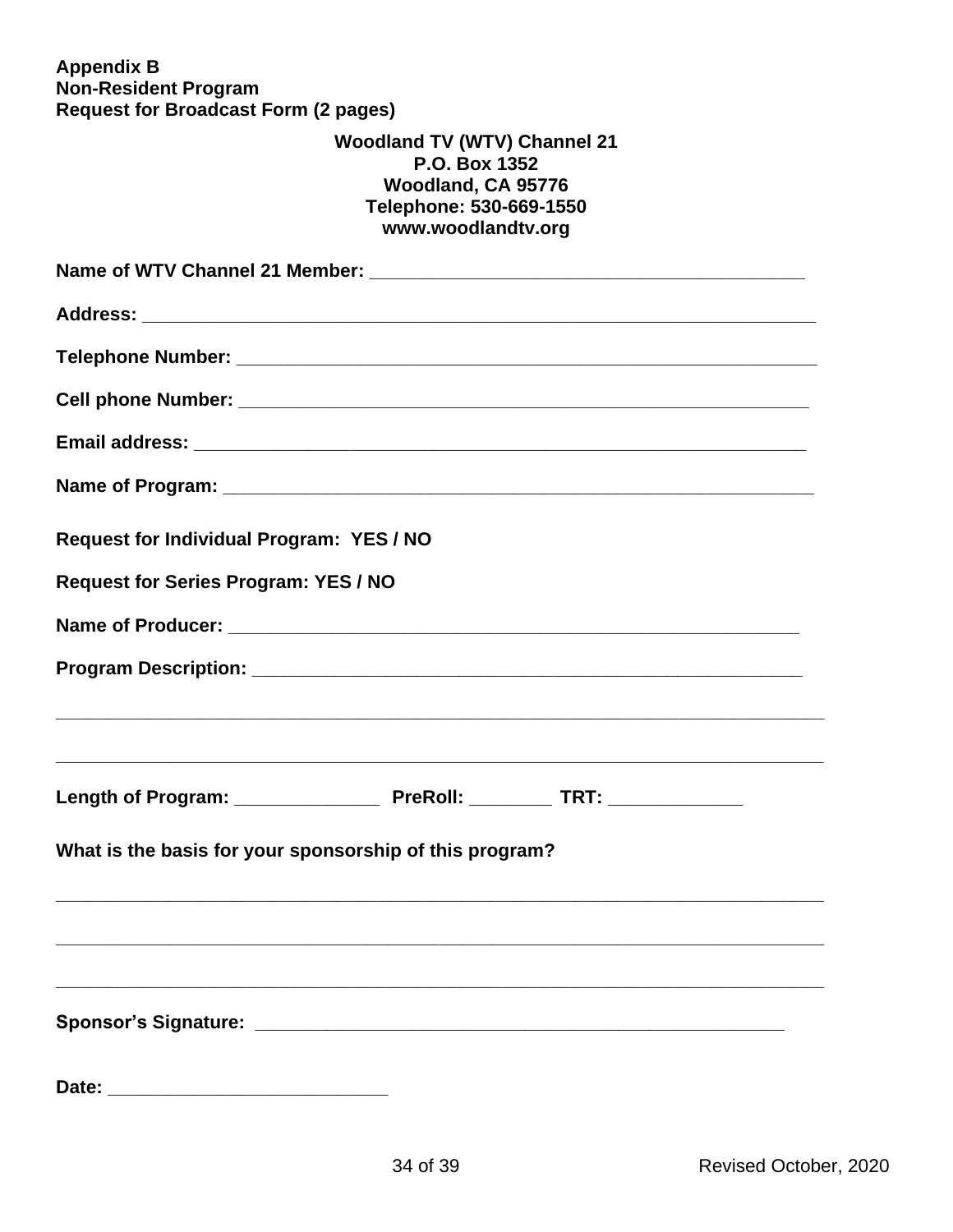**Appendix B**
**Non-Resident Program**
**Request for Broadcast Form (2 pages)**

**Woodland TV (WTV) Channel 21**
**P.O. Box 1352**
**Woodland, CA 95776**
**Telephone: 530-669-1550**
**www.woodlandtv.org**

**Name of WTV Channel 21 Member:** ____________________________________________

**Address:** ____________________________________________________________________

**Telephone Number:** ____________________________________________________________

**Cell phone Number:** ___________________________________________________________

**Email address:** _______________________________________________________________

**Name of Program:** _____________________________________________________________

**Request for Individual Program: YES / NO**

**Request for Series Program: YES / NO**

**Name of Producer:** ____________________________________________________________

**Program Description:** __________________________________________________________

______________________________________________________________________________

______________________________________________________________________________

**Length of Program:** _______________ **PreRoll:** _________ **TRT:** ______________

**What is the basis for your sponsorship of this program?**

______________________________________________________________________________

______________________________________________________________________________

______________________________________________________________________________

**Sponsor's Signature:** ________________________________________________________

**Date:** ____________________________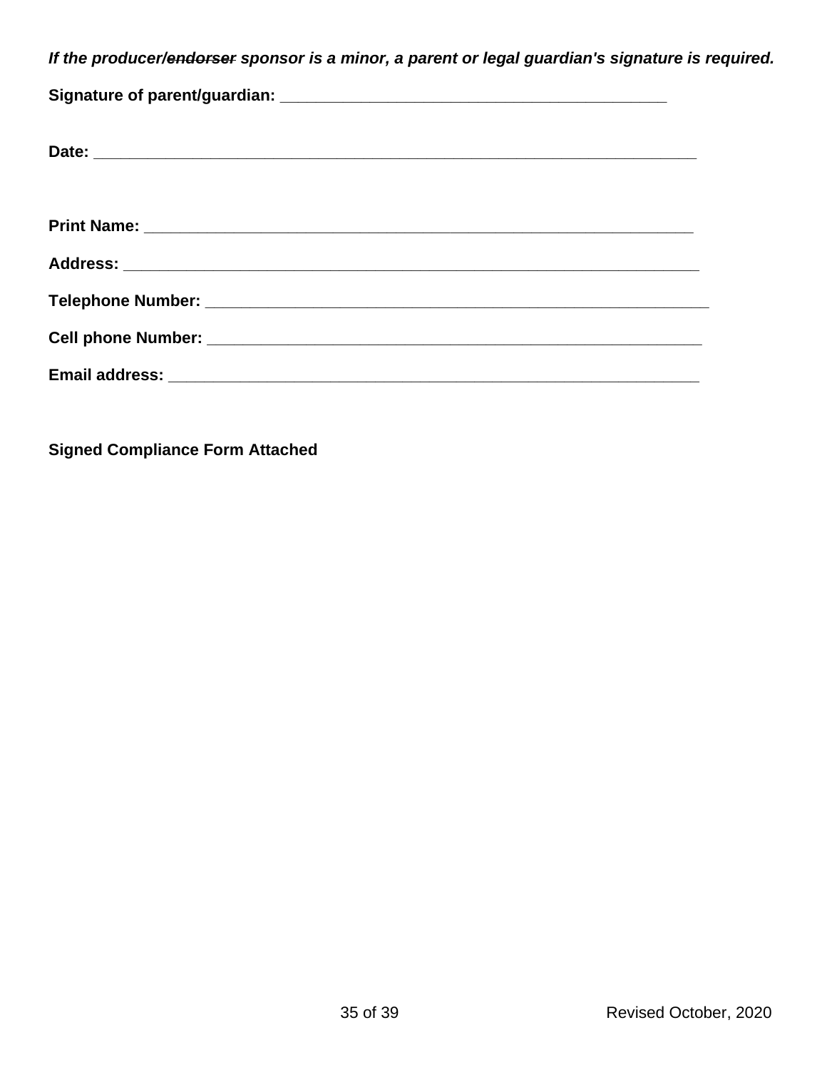***If the producer/~~endorser~~ sponsor is a minor, a parent or legal guardian's signature is required.***

**Signature of parent/guardian:** ___________________________________________

**Date:** ____________________________________________________________________

**Print Name:** ______________________________________________________________

**Address:** _________________________________________________________________

**Telephone Number:** ________________________________________________________

**Cell phone Number:** _______________________________________________________

**Email address:** ___________________________________________________________

**Signed Compliance Form Attached**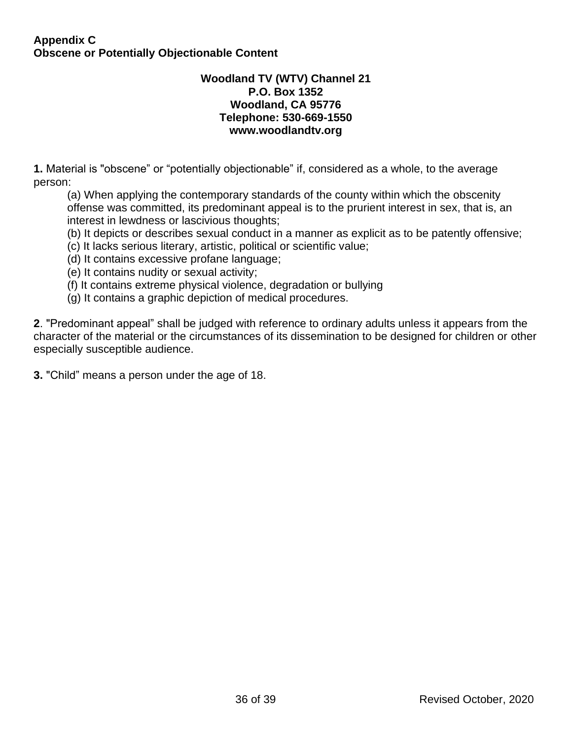**Appendix C**
**Obscene or Potentially Objectionable Content**

**Woodland TV (WTV) Channel 21**
**P.O. Box 1352**
**Woodland, CA 95776**
**Telephone: 530-669-1550**
**www.woodlandtv.org**

**1.** Material is "obscene" or "potentially objectionable" if, considered as a whole, to the average person:

(a) When applying the contemporary standards of the county within which the obscenity offense was committed, its predominant appeal is to the prurient interest in sex, that is, an interest in lewdness or lascivious thoughts;
(b) It depicts or describes sexual conduct in a manner as explicit as to be patently offensive;
(c) It lacks serious literary, artistic, political or scientific value;
(d) It contains excessive profane language;
(e) It contains nudity or sexual activity;
(f) It contains extreme physical violence, degradation or bullying
(g) It contains a graphic depiction of medical procedures.

**2**. "Predominant appeal" shall be judged with reference to ordinary adults unless it appears from the character of the material or the circumstances of its dissemination to be designed for children or other especially susceptible audience.

**3.** "Child" means a person under the age of 18.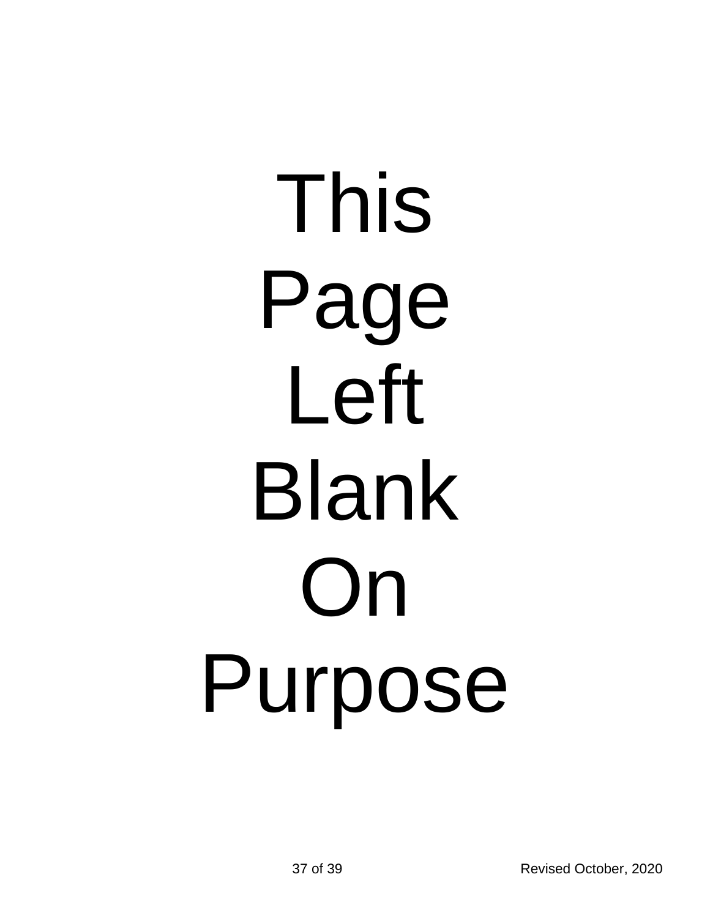This Page Left Blank On Purpose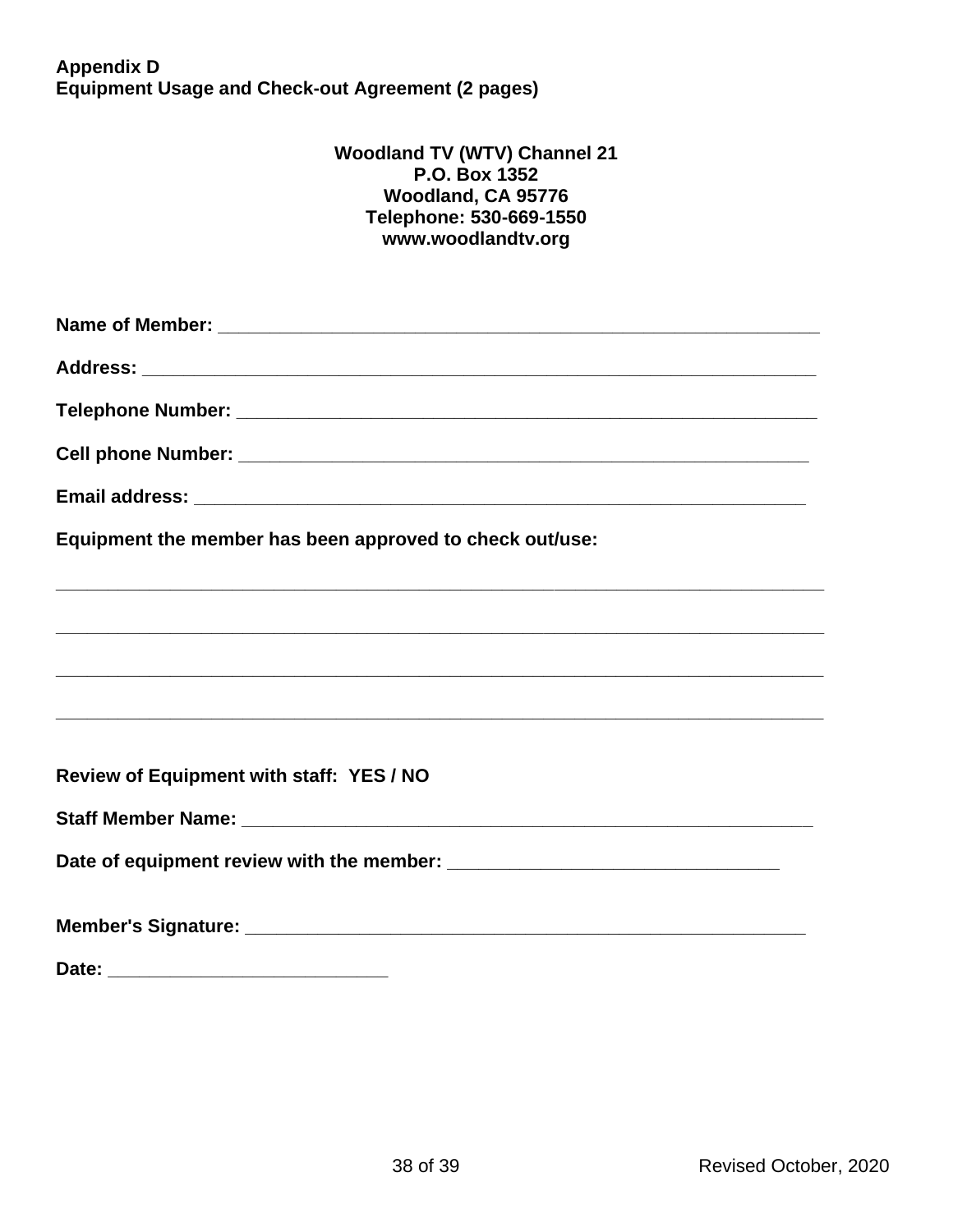**Appendix D**
**Equipment Usage and Check-out Agreement (2 pages)**

**Woodland TV (WTV) Channel 21**
**P.O. Box 1352**
**Woodland, CA 95776**
**Telephone: 530-669-1550**
**www.woodlandtv.org**

**Name of Member:** ___________________________________________________________

**Address:** ___________________________________________________________________

**Telephone Number:** _________________________________________________________

**Cell phone Number:** _________________________________________________________

**Email address:** _____________________________________________________________

**Equipment the member has been approved to check out/use:**

_______________________________________________________________________________

_______________________________________________________________________________

_______________________________________________________________________________

_______________________________________________________________________________

**Review of Equipment with staff: YES / NO**

**Staff Member Name:** _________________________________________________________

**Date of equipment review with the member:** ________________________________

**Member's Signature:** ________________________________________________________

**Date:** ___________________________

Revised October, 2020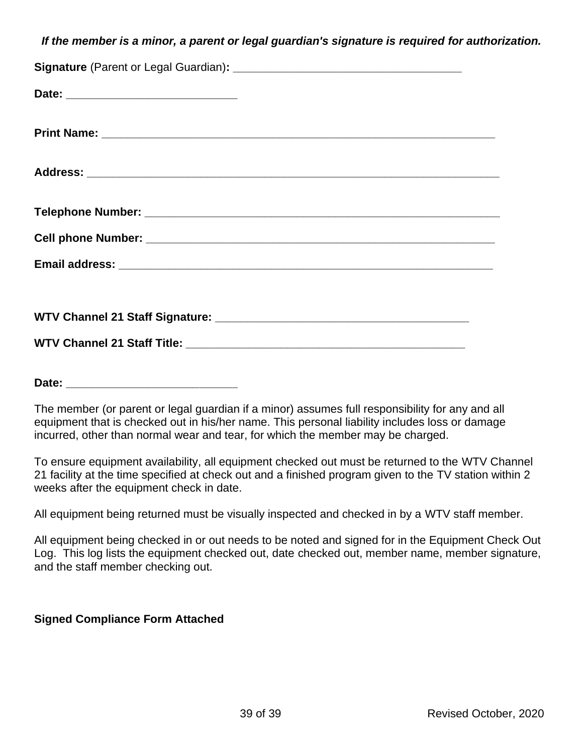***If the member is a minor, a parent or legal guardian's signature is required for authorization.***

**Signature** (Parent or Legal Guardian)**:** ____________________________________

**Date:** ___________________________

**Print Name:** ______________________________________________________________

**Address:** _________________________________________________________________

**Telephone Number:** _________________________________________________________

**Cell phone Number:** ________________________________________________________

**Email address:** ____________________________________________________________

**WTV Channel 21 Staff Signature:** ________________________________________

**WTV Channel 21 Staff Title:** ____________________________________________

**Date:** ___________________________

The member (or parent or legal guardian if a minor) assumes full responsibility for any and all equipment that is checked out in his/her name. This personal liability includes loss or damage incurred, other than normal wear and tear, for which the member may be charged.

To ensure equipment availability, all equipment checked out must be returned to the WTV Channel 21 facility at the time specified at check out and a finished program given to the TV station within 2 weeks after the equipment check in date.

All equipment being returned must be visually inspected and checked in by a WTV staff member.

All equipment being checked in or out needs to be noted and signed for in the Equipment Check Out Log. This log lists the equipment checked out, date checked out, member name, member signature, and the staff member checking out.

**Signed Compliance Form Attached**